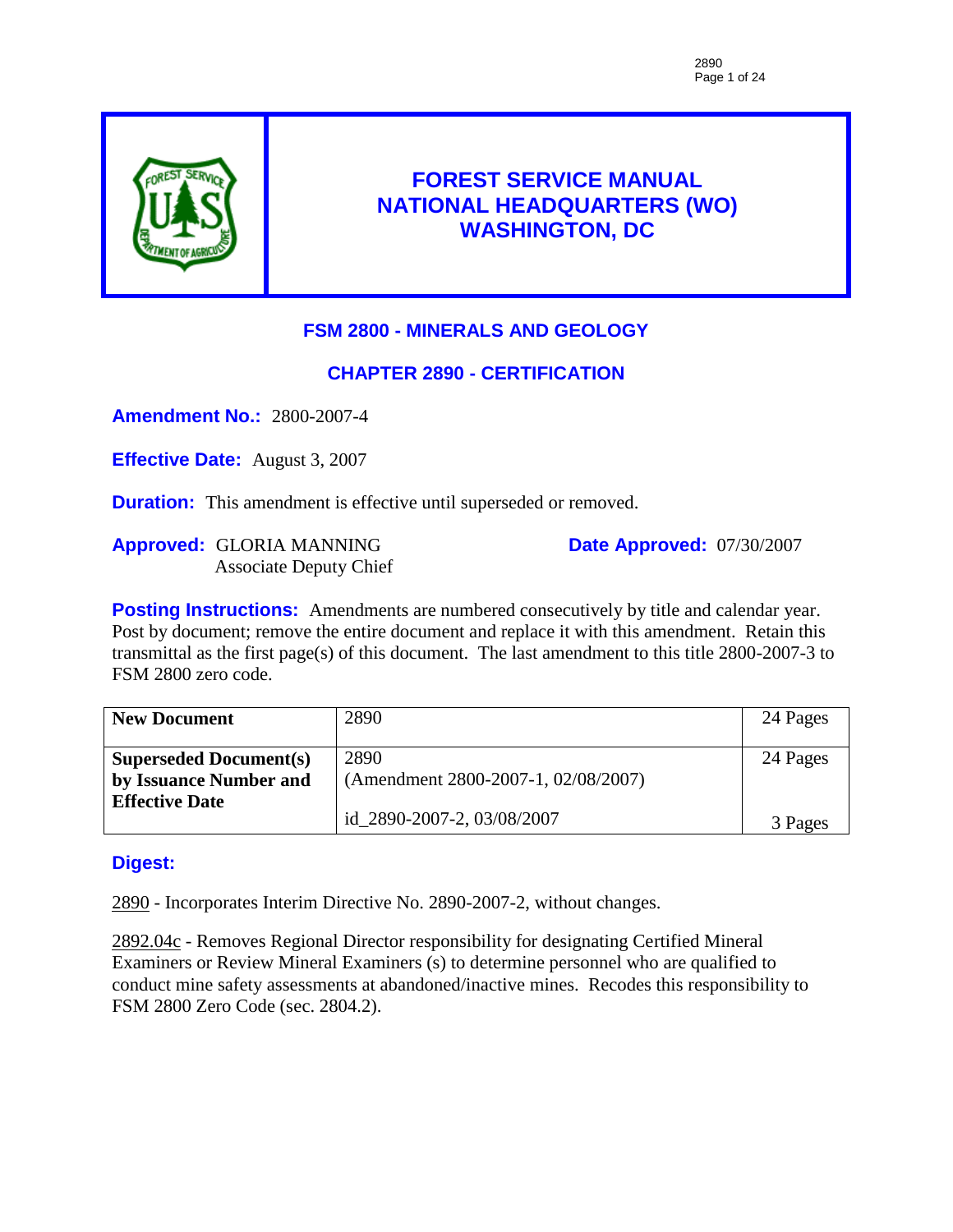# FOREST SERVICE MANUAL
# NATIONAL HEADQUARTERS (WO)
# WASHINGTON, DC

## FSM 2800 - MINERALS AND GEOLOGY

## CHAPTER 2890 - CERTIFICATION

**Amendment No.:** 2800-2007-4

**Effective Date:** August 3, 2007

**Duration:** This amendment is effective until superseded or removed.

**Approved:** GLORIA MANNING
Associate Deputy Chief

**Date Approved:** 07/30/2007

**Posting Instructions:** Amendments are numbered consecutively by title and calendar year. Post by document; remove the entire document and replace it with this amendment. Retain this transmittal as the first page(s) of this document. The last amendment to this title 2800-2007-3 to FSM 2800 zero code.

| | | |
|---|---|---|
| **New Document** | 2890 | 24 Pages |
| **Superseded Document(s) by Issuance Number and Effective Date** | 2890<br>(Amendment 2800-2007-1, 02/08/2007) | 24 Pages |
| | id_2890-2007-2, 03/08/2007 | 3 Pages |

**Digest:**

2890 - Incorporates Interim Directive No. 2890-2007-2, without changes.

2892.04c - Removes Regional Director responsibility for designating Certified Mineral Examiners or Review Mineral Examiners (s) to determine personnel who are qualified to conduct mine safety assessments at abandoned/inactive mines. Recodes this responsibility to FSM 2800 Zero Code (sec. 2804.2).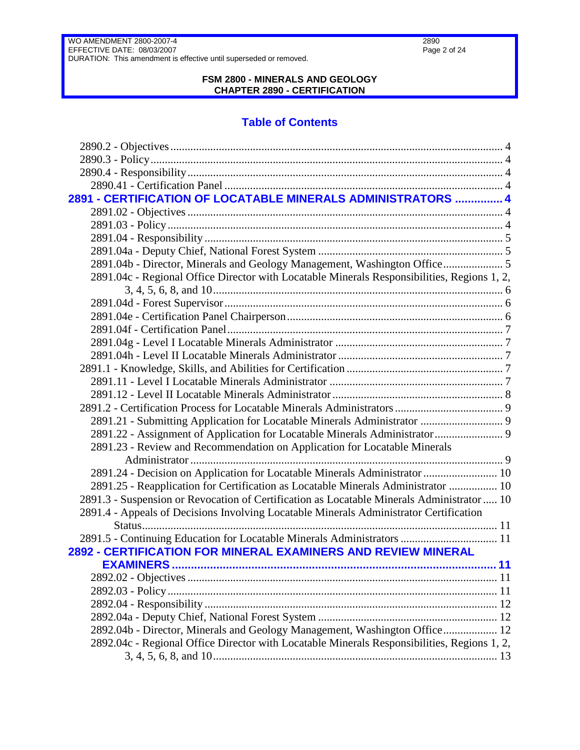FSM 2800 - MINERALS AND GEOLOGY
CHAPTER 2890 - CERTIFICATION

## Table of Contents

2890.2 - Objectives ........ 4
2890.3 - Policy ........ 4
2890.4 - Responsibility ........ 4
2890.41 - Certification Panel ........ 4
**2891 - CERTIFICATION OF LOCATABLE MINERALS ADMINISTRATORS ........ 4**
2891.02 - Objectives ........ 4
2891.03 - Policy ........ 4
2891.04 - Responsibility ........ 5
2891.04a - Deputy Chief, National Forest System ........ 5
2891.04b - Director, Minerals and Geology Management, Washington Office ........ 5
2891.04c - Regional Office Director with Locatable Minerals Responsibilities, Regions 1, 2, 3, 4, 5, 6, 8, and 10 ........ 6
2891.04d - Forest Supervisor ........ 6
2891.04e - Certification Panel Chairperson ........ 6
2891.04f - Certification Panel ........ 7
2891.04g - Level I Locatable Minerals Administrator ........ 7
2891.04h - Level II Locatable Minerals Administrator ........ 7
2891.1 - Knowledge, Skills, and Abilities for Certification ........ 7
2891.11 - Level I Locatable Minerals Administrator ........ 7
2891.12 - Level II Locatable Minerals Administrator ........ 8
2891.2 - Certification Process for Locatable Minerals Administrators ........ 9
2891.21 - Submitting Application for Locatable Minerals Administrator ........ 9
2891.22 - Assignment of Application for Locatable Minerals Administrator ........ 9
2891.23 - Review and Recommendation on Application for Locatable Minerals Administrator ........ 9
2891.24 - Decision on Application for Locatable Minerals Administrator ........ 10
2891.25 - Reapplication for Certification as Locatable Minerals Administrator ........ 10
2891.3 - Suspension or Revocation of Certification as Locatable Minerals Administrator ........ 10
2891.4 - Appeals of Decisions Involving Locatable Minerals Administrator Certification Status ........ 11
2891.5 - Continuing Education for Locatable Minerals Administrators ........ 11
**2892 - CERTIFICATION FOR MINERAL EXAMINERS AND REVIEW MINERAL EXAMINERS ........ 11**
2892.02 - Objectives ........ 11
2892.03 - Policy ........ 11
2892.04 - Responsibility ........ 12
2892.04a - Deputy Chief, National Forest System ........ 12
2892.04b - Director, Minerals and Geology Management, Washington Office ........ 12
2892.04c - Regional Office Director with Locatable Minerals Responsibilities, Regions 1, 2, 3, 4, 5, 6, 8, and 10 ........ 13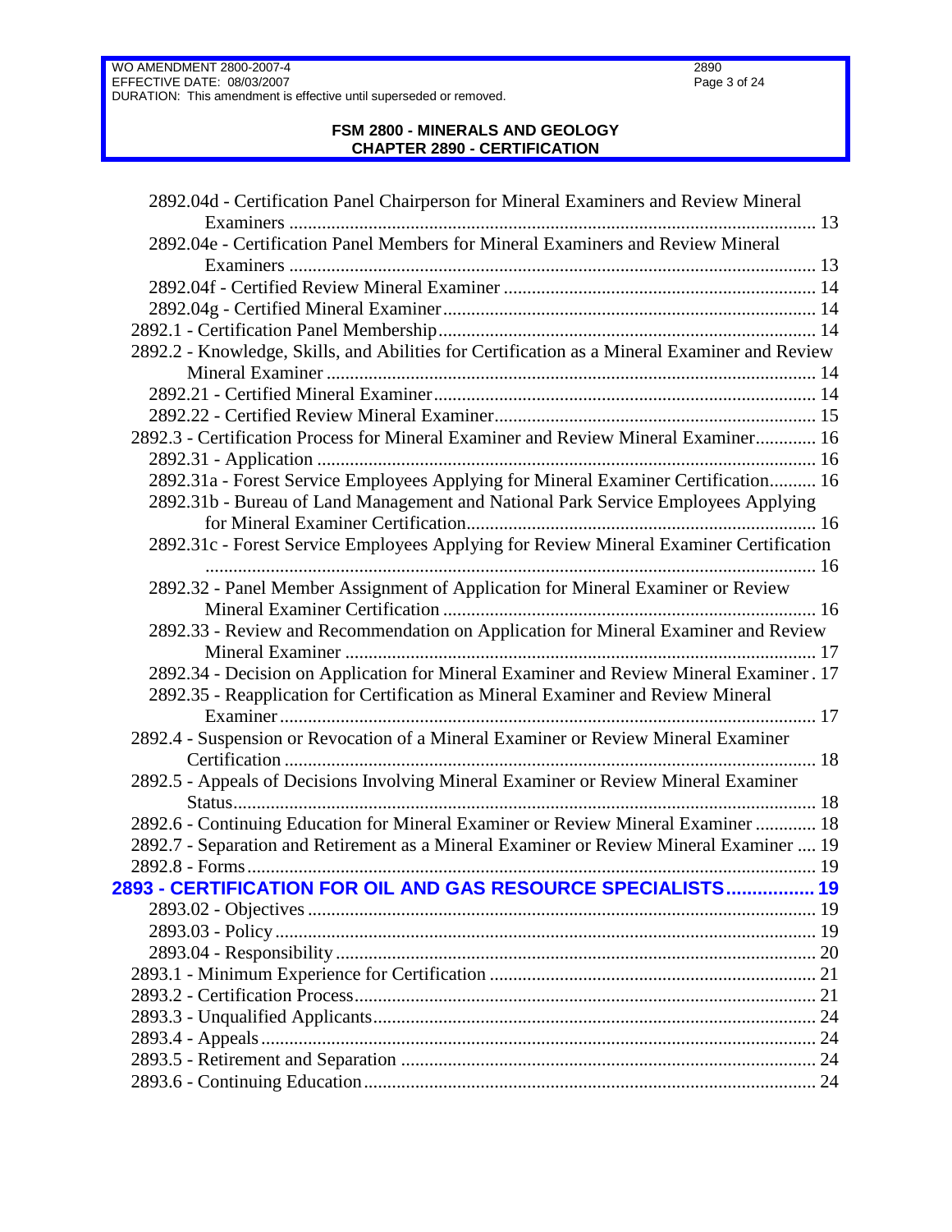2892.04d - Certification Panel Chairperson for Mineral Examiners and Review Mineral Examiners ................................................................................................................ 13

2892.04e - Certification Panel Members for Mineral Examiners and Review Mineral Examiners ................................................................................................................ 13

2892.04f - Certified Review Mineral Examiner ................................................................. 14

2892.04g - Certified Mineral Examiner............................................................................... 14

2892.1 - Certification Panel Membership................................................................................ 14

2892.2 - Knowledge, Skills, and Abilities for Certification as a Mineral Examiner and Review Mineral Examiner ........................................................................................................ 14

2892.21 - Certified Mineral Examiner................................................................................. 14

2892.22 - Certified Review Mineral Examiner.................................................................... 15

2892.3 - Certification Process for Mineral Examiner and Review Mineral Examiner............. 16

2892.31 - Application .......................................................................................................... 16

2892.31a - Forest Service Employees Applying for Mineral Examiner Certification.......... 16

2892.31b - Bureau of Land Management and National Park Service Employees Applying for Mineral Examiner Certification.......................................................................... 16

2892.31c - Forest Service Employees Applying for Review Mineral Examiner Certification .................................................................................................................................. 16

2892.32 - Panel Member Assignment of Application for Mineral Examiner or Review Mineral Examiner Certification ............................................................................... 16

2892.33 - Review and Recommendation on Application for Mineral Examiner and Review Mineral Examiner ................................................................................................... 17

2892.34 - Decision on Application for Mineral Examiner and Review Mineral Examiner . 17

2892.35 - Reapplication for Certification as Mineral Examiner and Review Mineral Examiner .................................................................................................................. 17

2892.4 - Suspension or Revocation of a Mineral Examiner or Review Mineral Examiner Certification ................................................................................................................ 18

2892.5 - Appeals of Decisions Involving Mineral Examiner or Review Mineral Examiner Status........................................................................................................................... 18

2892.6 - Continuing Education for Mineral Examiner or Review Mineral Examiner ............. 18

2892.7 - Separation and Retirement as a Mineral Examiner or Review Mineral Examiner .... 19

2892.8 - Forms......................................................................................................................... 19

**2893 - CERTIFICATION FOR OIL AND GAS RESOURCE SPECIALISTS................ 19**

2893.02 - Objectives ........................................................................................................... 19

2893.03 - Policy................................................................................................................... 19

2893.04 - Responsibility...................................................................................................... 20

2893.1 - Minimum Experience for Certification ..................................................................... 21

2893.2 - Certification Process.................................................................................................. 21

2893.3 - Unqualified Applicants.............................................................................................. 24

2893.4 - Appeals...................................................................................................................... 24

2893.5 - Retirement and Separation ........................................................................................ 24

2893.6 - Continuing Education................................................................................................ 24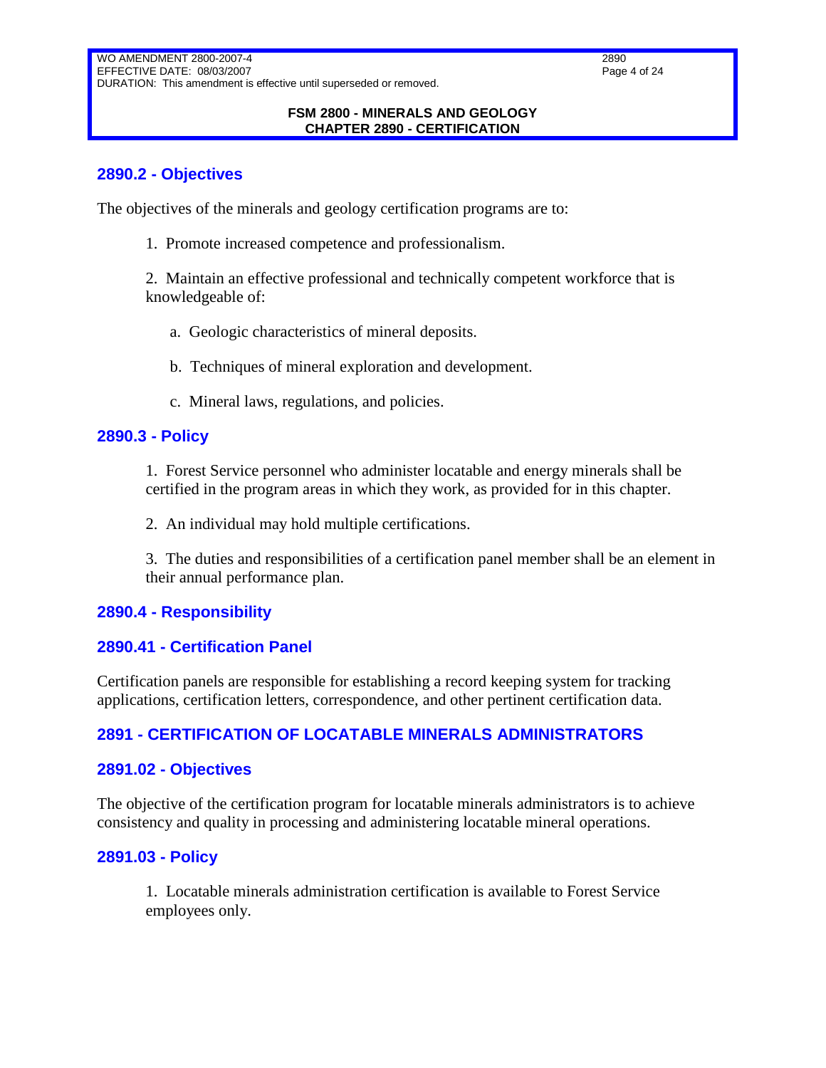## 2890.2 - Objectives

The objectives of the minerals and geology certification programs are to:

1. Promote increased competence and professionalism.

2. Maintain an effective professional and technically competent workforce that is knowledgeable of:

   a. Geologic characteristics of mineral deposits.

   b. Techniques of mineral exploration and development.

   c. Mineral laws, regulations, and policies.

## 2890.3 - Policy

1. Forest Service personnel who administer locatable and energy minerals shall be certified in the program areas in which they work, as provided for in this chapter.

2. An individual may hold multiple certifications.

3. The duties and responsibilities of a certification panel member shall be an element in their annual performance plan.

## 2890.4 - Responsibility

## 2890.41 - Certification Panel

Certification panels are responsible for establishing a record keeping system for tracking applications, certification letters, correspondence, and other pertinent certification data.

## 2891 - CERTIFICATION OF LOCATABLE MINERALS ADMINISTRATORS

## 2891.02 - Objectives

The objective of the certification program for locatable minerals administrators is to achieve consistency and quality in processing and administering locatable mineral operations.

## 2891.03 - Policy

1. Locatable minerals administration certification is available to Forest Service employees only.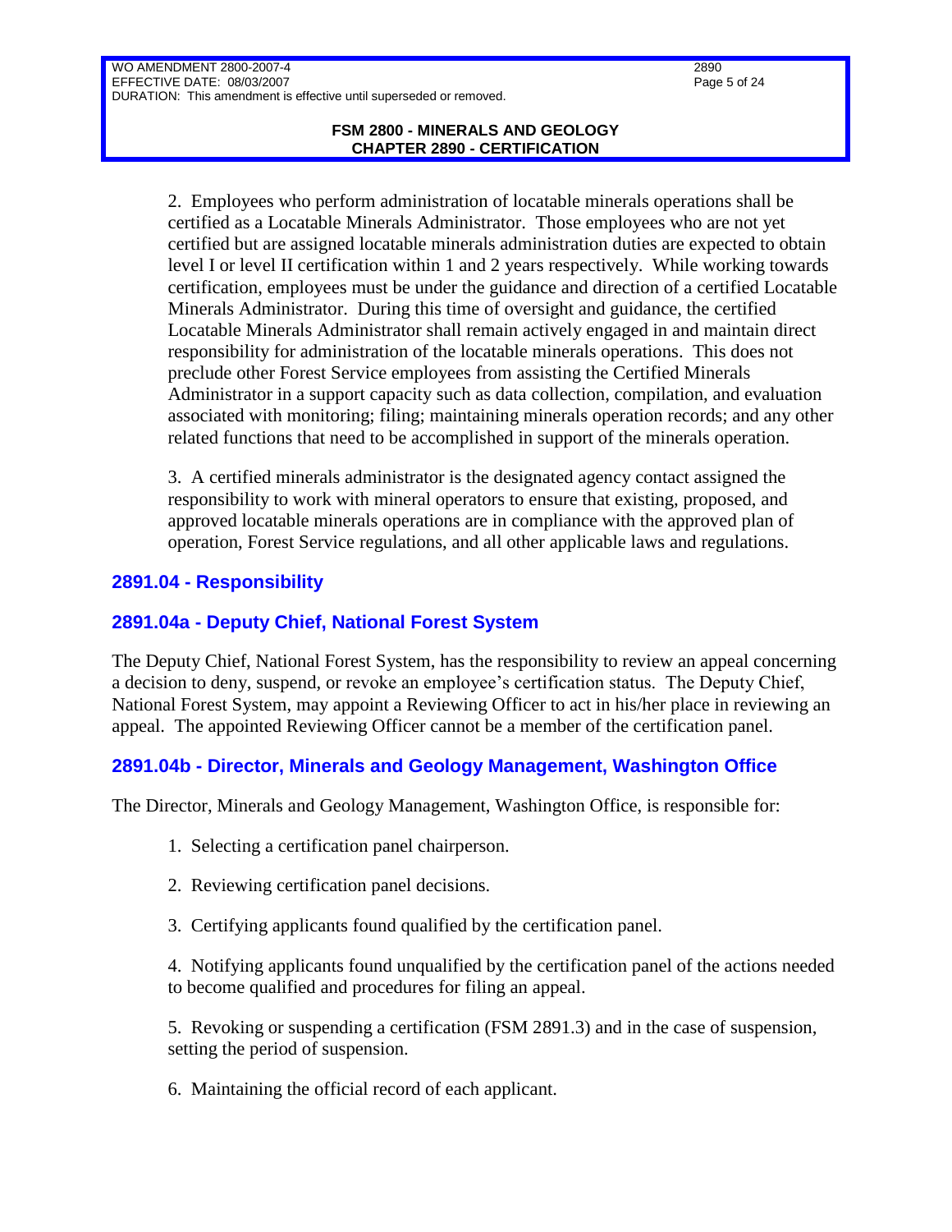2. Employees who perform administration of locatable minerals operations shall be certified as a Locatable Minerals Administrator. Those employees who are not yet certified but are assigned locatable minerals administration duties are expected to obtain level I or level II certification within 1 and 2 years respectively. While working towards certification, employees must be under the guidance and direction of a certified Locatable Minerals Administrator. During this time of oversight and guidance, the certified Locatable Minerals Administrator shall remain actively engaged in and maintain direct responsibility for administration of the locatable minerals operations. This does not preclude other Forest Service employees from assisting the Certified Minerals Administrator in a support capacity such as data collection, compilation, and evaluation associated with monitoring; filing; maintaining minerals operation records; and any other related functions that need to be accomplished in support of the minerals operation.

3. A certified minerals administrator is the designated agency contact assigned the responsibility to work with mineral operators to ensure that existing, proposed, and approved locatable minerals operations are in compliance with the approved plan of operation, Forest Service regulations, and all other applicable laws and regulations.

## 2891.04 - Responsibility

### 2891.04a - Deputy Chief, National Forest System

The Deputy Chief, National Forest System, has the responsibility to review an appeal concerning a decision to deny, suspend, or revoke an employee's certification status. The Deputy Chief, National Forest System, may appoint a Reviewing Officer to act in his/her place in reviewing an appeal. The appointed Reviewing Officer cannot be a member of the certification panel.

### 2891.04b - Director, Minerals and Geology Management, Washington Office

The Director, Minerals and Geology Management, Washington Office, is responsible for:

1. Selecting a certification panel chairperson.

2. Reviewing certification panel decisions.

3. Certifying applicants found qualified by the certification panel.

4. Notifying applicants found unqualified by the certification panel of the actions needed to become qualified and procedures for filing an appeal.

5. Revoking or suspending a certification (FSM 2891.3) and in the case of suspension, setting the period of suspension.

6. Maintaining the official record of each applicant.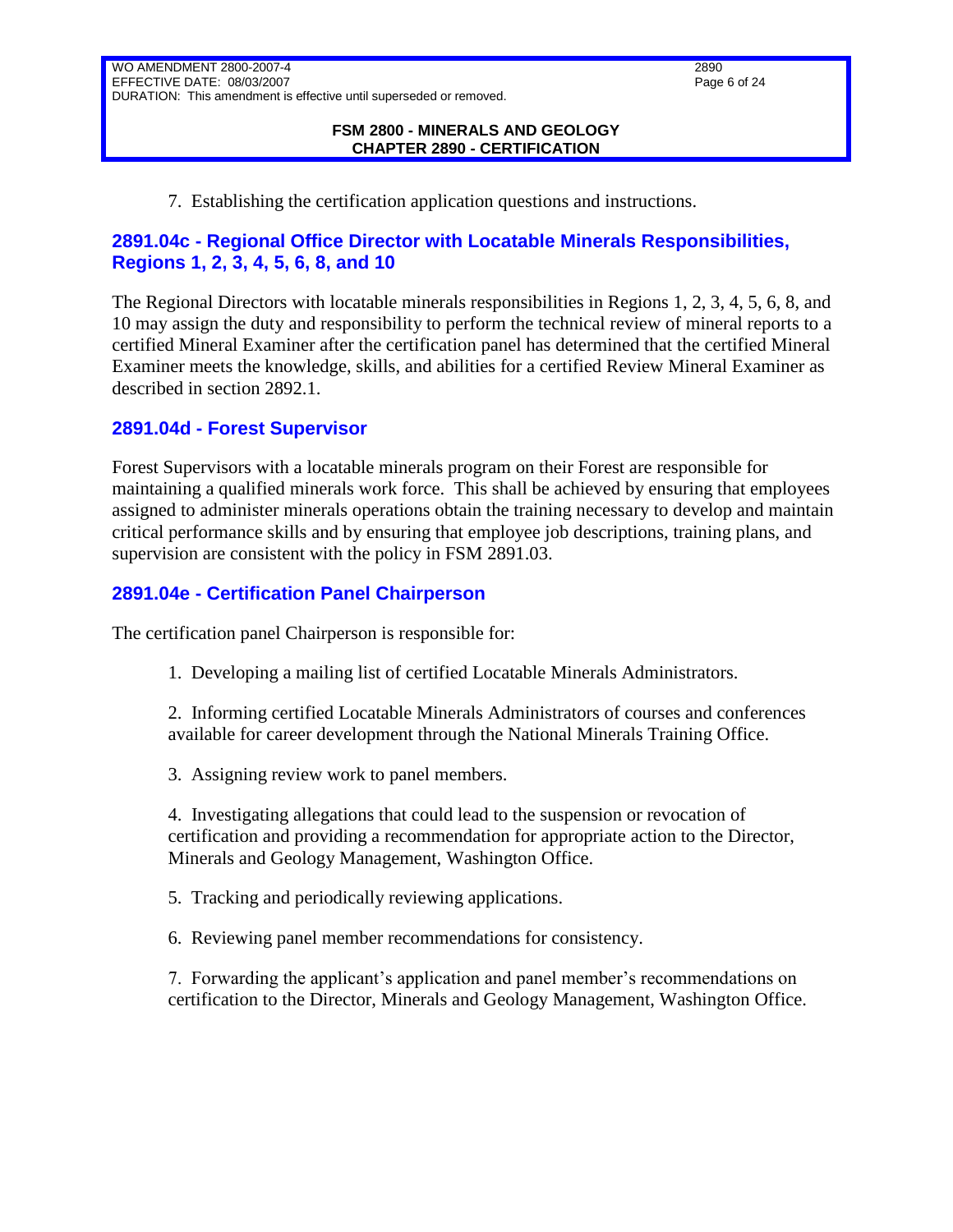7. Establishing the certification application questions and instructions.

### 2891.04c - Regional Office Director with Locatable Minerals Responsibilities, Regions 1, 2, 3, 4, 5, 6, 8, and 10

The Regional Directors with locatable minerals responsibilities in Regions 1, 2, 3, 4, 5, 6, 8, and 10 may assign the duty and responsibility to perform the technical review of mineral reports to a certified Mineral Examiner after the certification panel has determined that the certified Mineral Examiner meets the knowledge, skills, and abilities for a certified Review Mineral Examiner as described in section 2892.1.

### 2891.04d - Forest Supervisor

Forest Supervisors with a locatable minerals program on their Forest are responsible for maintaining a qualified minerals work force. This shall be achieved by ensuring that employees assigned to administer minerals operations obtain the training necessary to develop and maintain critical performance skills and by ensuring that employee job descriptions, training plans, and supervision are consistent with the policy in FSM 2891.03.

### 2891.04e - Certification Panel Chairperson

The certification panel Chairperson is responsible for:

1. Developing a mailing list of certified Locatable Minerals Administrators.

2. Informing certified Locatable Minerals Administrators of courses and conferences available for career development through the National Minerals Training Office.

3. Assigning review work to panel members.

4. Investigating allegations that could lead to the suspension or revocation of certification and providing a recommendation for appropriate action to the Director, Minerals and Geology Management, Washington Office.

5. Tracking and periodically reviewing applications.

6. Reviewing panel member recommendations for consistency.

7. Forwarding the applicant's application and panel member's recommendations on certification to the Director, Minerals and Geology Management, Washington Office.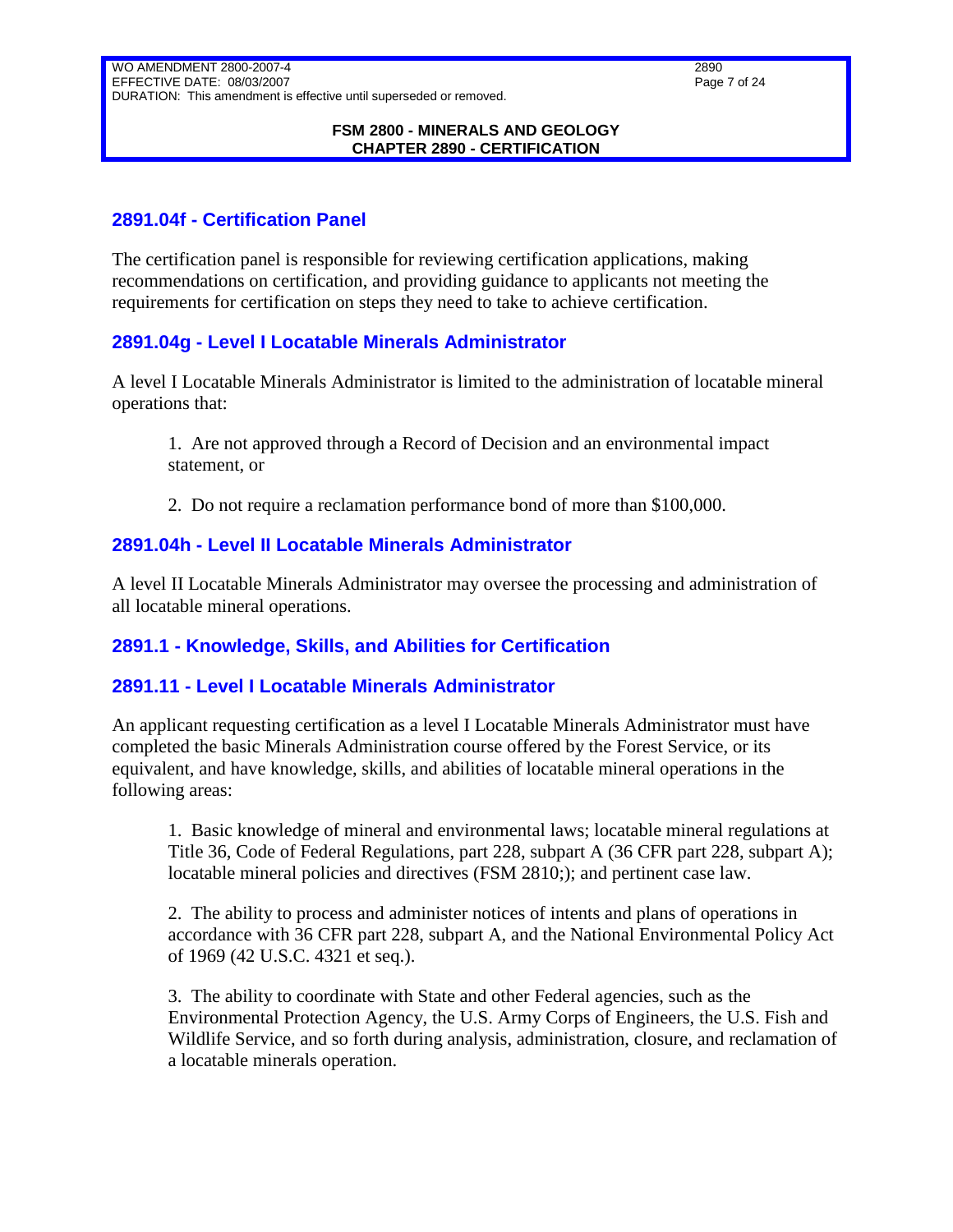## 2891.04f - Certification Panel

The certification panel is responsible for reviewing certification applications, making recommendations on certification, and providing guidance to applicants not meeting the requirements for certification on steps they need to take to achieve certification.

## 2891.04g - Level I Locatable Minerals Administrator

A level I Locatable Minerals Administrator is limited to the administration of locatable mineral operations that:

1. Are not approved through a Record of Decision and an environmental impact statement, or

2. Do not require a reclamation performance bond of more than $100,000.

## 2891.04h - Level II Locatable Minerals Administrator

A level II Locatable Minerals Administrator may oversee the processing and administration of all locatable mineral operations.

## 2891.1 - Knowledge, Skills, and Abilities for Certification

## 2891.11 - Level I Locatable Minerals Administrator

An applicant requesting certification as a level I Locatable Minerals Administrator must have completed the basic Minerals Administration course offered by the Forest Service, or its equivalent, and have knowledge, skills, and abilities of locatable mineral operations in the following areas:

1. Basic knowledge of mineral and environmental laws; locatable mineral regulations at Title 36, Code of Federal Regulations, part 228, subpart A (36 CFR part 228, subpart A); locatable mineral policies and directives (FSM 2810;); and pertinent case law.

2. The ability to process and administer notices of intents and plans of operations in accordance with 36 CFR part 228, subpart A, and the National Environmental Policy Act of 1969 (42 U.S.C. 4321 et seq.).

3. The ability to coordinate with State and other Federal agencies, such as the Environmental Protection Agency, the U.S. Army Corps of Engineers, the U.S. Fish and Wildlife Service, and so forth during analysis, administration, closure, and reclamation of a locatable minerals operation.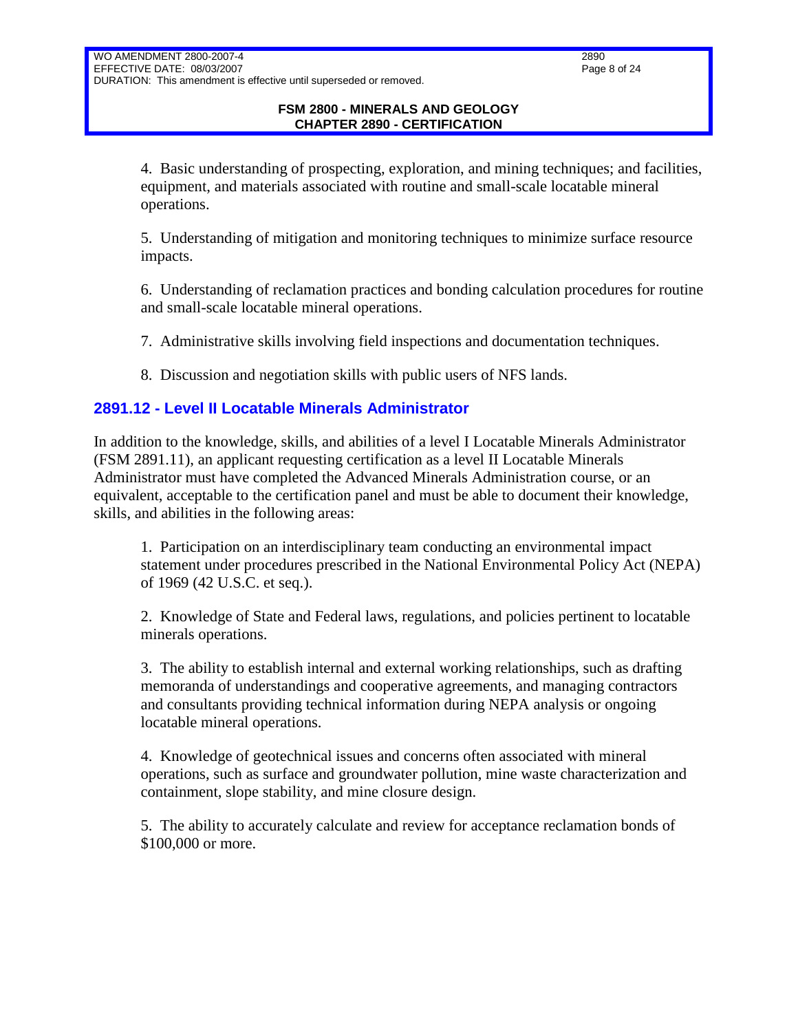4. Basic understanding of prospecting, exploration, and mining techniques; and facilities, equipment, and materials associated with routine and small-scale locatable mineral operations.

5. Understanding of mitigation and monitoring techniques to minimize surface resource impacts.

6. Understanding of reclamation practices and bonding calculation procedures for routine and small-scale locatable mineral operations.

7. Administrative skills involving field inspections and documentation techniques.

8. Discussion and negotiation skills with public users of NFS lands.

## 2891.12 - Level II Locatable Minerals Administrator

In addition to the knowledge, skills, and abilities of a level I Locatable Minerals Administrator (FSM 2891.11), an applicant requesting certification as a level II Locatable Minerals Administrator must have completed the Advanced Minerals Administration course, or an equivalent, acceptable to the certification panel and must be able to document their knowledge, skills, and abilities in the following areas:

1. Participation on an interdisciplinary team conducting an environmental impact statement under procedures prescribed in the National Environmental Policy Act (NEPA) of 1969 (42 U.S.C. et seq.).

2. Knowledge of State and Federal laws, regulations, and policies pertinent to locatable minerals operations.

3. The ability to establish internal and external working relationships, such as drafting memoranda of understandings and cooperative agreements, and managing contractors and consultants providing technical information during NEPA analysis or ongoing locatable mineral operations.

4. Knowledge of geotechnical issues and concerns often associated with mineral operations, such as surface and groundwater pollution, mine waste characterization and containment, slope stability, and mine closure design.

5. The ability to accurately calculate and review for acceptance reclamation bonds of $100,000 or more.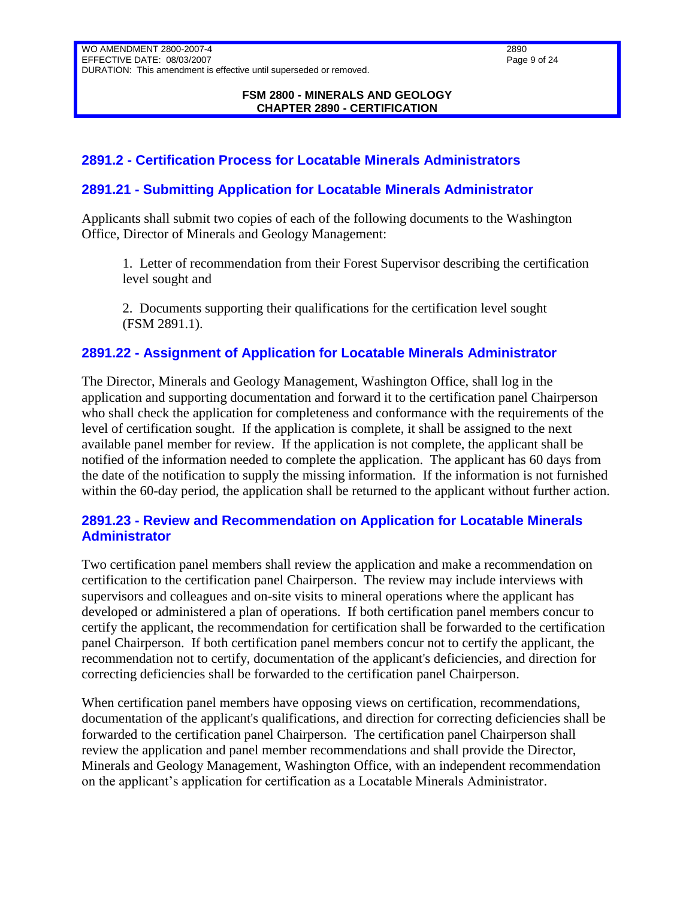## 2891.2 - Certification Process for Locatable Minerals Administrators

### 2891.21 - Submitting Application for Locatable Minerals Administrator

Applicants shall submit two copies of each of the following documents to the Washington Office, Director of Minerals and Geology Management:

1. Letter of recommendation from their Forest Supervisor describing the certification level sought and

2. Documents supporting their qualifications for the certification level sought (FSM 2891.1).

### 2891.22 - Assignment of Application for Locatable Minerals Administrator

The Director, Minerals and Geology Management, Washington Office, shall log in the application and supporting documentation and forward it to the certification panel Chairperson who shall check the application for completeness and conformance with the requirements of the level of certification sought. If the application is complete, it shall be assigned to the next available panel member for review. If the application is not complete, the applicant shall be notified of the information needed to complete the application. The applicant has 60 days from the date of the notification to supply the missing information. If the information is not furnished within the 60-day period, the application shall be returned to the applicant without further action.

### 2891.23 - Review and Recommendation on Application for Locatable Minerals Administrator

Two certification panel members shall review the application and make a recommendation on certification to the certification panel Chairperson. The review may include interviews with supervisors and colleagues and on-site visits to mineral operations where the applicant has developed or administered a plan of operations. If both certification panel members concur to certify the applicant, the recommendation for certification shall be forwarded to the certification panel Chairperson. If both certification panel members concur not to certify the applicant, the recommendation not to certify, documentation of the applicant's deficiencies, and direction for correcting deficiencies shall be forwarded to the certification panel Chairperson.

When certification panel members have opposing views on certification, recommendations, documentation of the applicant's qualifications, and direction for correcting deficiencies shall be forwarded to the certification panel Chairperson. The certification panel Chairperson shall review the application and panel member recommendations and shall provide the Director, Minerals and Geology Management, Washington Office, with an independent recommendation on the applicant's application for certification as a Locatable Minerals Administrator.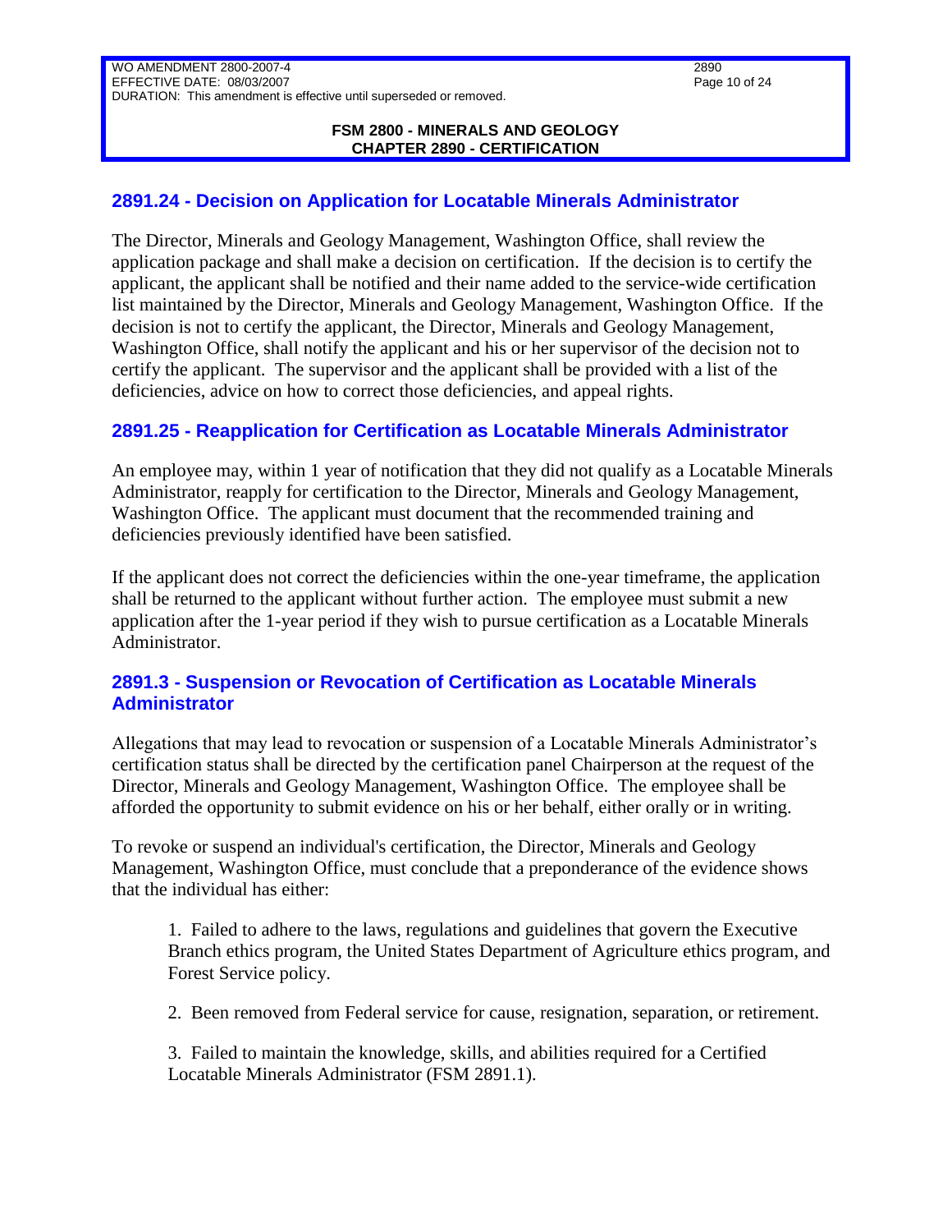### 2891.24 - Decision on Application for Locatable Minerals Administrator

The Director, Minerals and Geology Management, Washington Office, shall review the application package and shall make a decision on certification. If the decision is to certify the applicant, the applicant shall be notified and their name added to the service-wide certification list maintained by the Director, Minerals and Geology Management, Washington Office. If the decision is not to certify the applicant, the Director, Minerals and Geology Management, Washington Office, shall notify the applicant and his or her supervisor of the decision not to certify the applicant. The supervisor and the applicant shall be provided with a list of the deficiencies, advice on how to correct those deficiencies, and appeal rights.

### 2891.25 - Reapplication for Certification as Locatable Minerals Administrator

An employee may, within 1 year of notification that they did not qualify as a Locatable Minerals Administrator, reapply for certification to the Director, Minerals and Geology Management, Washington Office. The applicant must document that the recommended training and deficiencies previously identified have been satisfied.

If the applicant does not correct the deficiencies within the one-year timeframe, the application shall be returned to the applicant without further action. The employee must submit a new application after the 1-year period if they wish to pursue certification as a Locatable Minerals Administrator.

### 2891.3 - Suspension or Revocation of Certification as Locatable Minerals Administrator

Allegations that may lead to revocation or suspension of a Locatable Minerals Administrator's certification status shall be directed by the certification panel Chairperson at the request of the Director, Minerals and Geology Management, Washington Office. The employee shall be afforded the opportunity to submit evidence on his or her behalf, either orally or in writing.

To revoke or suspend an individual's certification, the Director, Minerals and Geology Management, Washington Office, must conclude that a preponderance of the evidence shows that the individual has either:

1. Failed to adhere to the laws, regulations and guidelines that govern the Executive Branch ethics program, the United States Department of Agriculture ethics program, and Forest Service policy.

2. Been removed from Federal service for cause, resignation, separation, or retirement.

3. Failed to maintain the knowledge, skills, and abilities required for a Certified Locatable Minerals Administrator (FSM 2891.1).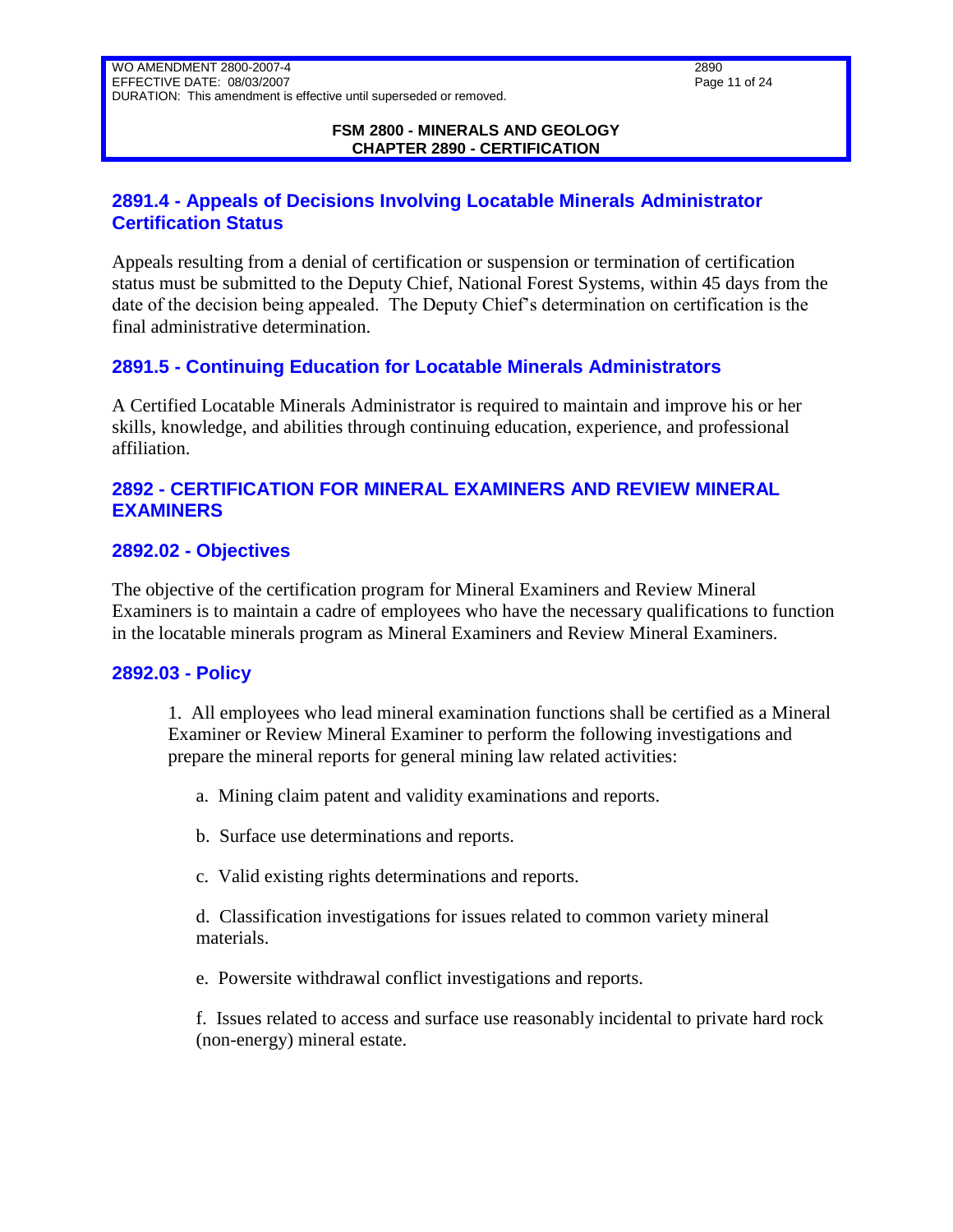## 2891.4 - Appeals of Decisions Involving Locatable Minerals Administrator Certification Status

Appeals resulting from a denial of certification or suspension or termination of certification status must be submitted to the Deputy Chief, National Forest Systems, within 45 days from the date of the decision being appealed. The Deputy Chief's determination on certification is the final administrative determination.

## 2891.5 - Continuing Education for Locatable Minerals Administrators

A Certified Locatable Minerals Administrator is required to maintain and improve his or her skills, knowledge, and abilities through continuing education, experience, and professional affiliation.

## 2892 - CERTIFICATION FOR MINERAL EXAMINERS AND REVIEW MINERAL EXAMINERS

## 2892.02 - Objectives

The objective of the certification program for Mineral Examiners and Review Mineral Examiners is to maintain a cadre of employees who have the necessary qualifications to function in the locatable minerals program as Mineral Examiners and Review Mineral Examiners.

## 2892.03 - Policy

1. All employees who lead mineral examination functions shall be certified as a Mineral Examiner or Review Mineral Examiner to perform the following investigations and prepare the mineral reports for general mining law related activities:

   a. Mining claim patent and validity examinations and reports.

   b. Surface use determinations and reports.

   c. Valid existing rights determinations and reports.

   d. Classification investigations for issues related to common variety mineral materials.

   e. Powersite withdrawal conflict investigations and reports.

   f. Issues related to access and surface use reasonably incidental to private hard rock (non-energy) mineral estate.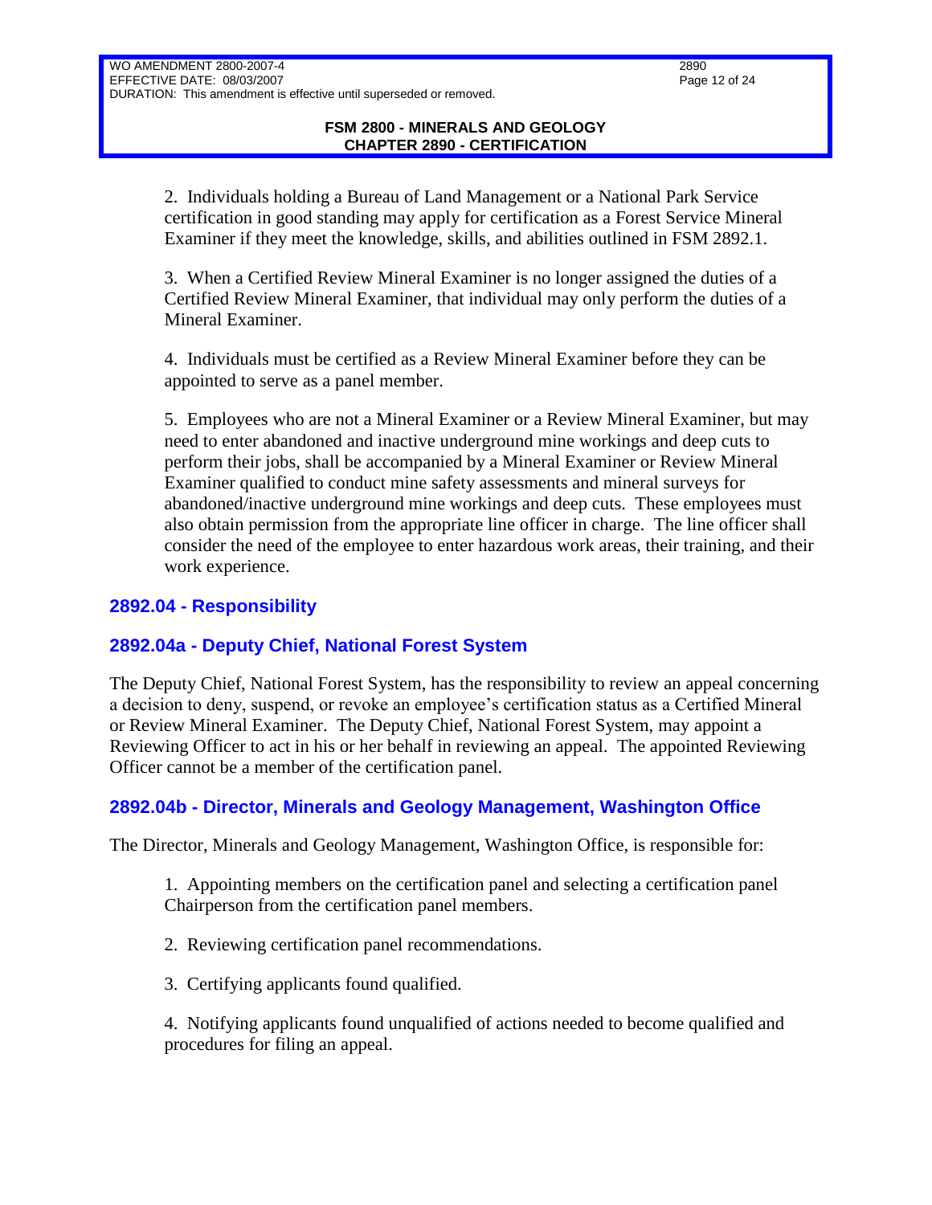2. Individuals holding a Bureau of Land Management or a National Park Service certification in good standing may apply for certification as a Forest Service Mineral Examiner if they meet the knowledge, skills, and abilities outlined in FSM 2892.1.

3. When a Certified Review Mineral Examiner is no longer assigned the duties of a Certified Review Mineral Examiner, that individual may only perform the duties of a Mineral Examiner.

4. Individuals must be certified as a Review Mineral Examiner before they can be appointed to serve as a panel member.

5. Employees who are not a Mineral Examiner or a Review Mineral Examiner, but may need to enter abandoned and inactive underground mine workings and deep cuts to perform their jobs, shall be accompanied by a Mineral Examiner or Review Mineral Examiner qualified to conduct mine safety assessments and mineral surveys for abandoned/inactive underground mine workings and deep cuts. These employees must also obtain permission from the appropriate line officer in charge. The line officer shall consider the need of the employee to enter hazardous work areas, their training, and their work experience.

## 2892.04 - Responsibility

### 2892.04a - Deputy Chief, National Forest System

The Deputy Chief, National Forest System, has the responsibility to review an appeal concerning a decision to deny, suspend, or revoke an employee's certification status as a Certified Mineral or Review Mineral Examiner. The Deputy Chief, National Forest System, may appoint a Reviewing Officer to act in his or her behalf in reviewing an appeal. The appointed Reviewing Officer cannot be a member of the certification panel.

### 2892.04b - Director, Minerals and Geology Management, Washington Office

The Director, Minerals and Geology Management, Washington Office, is responsible for:

1. Appointing members on the certification panel and selecting a certification panel Chairperson from the certification panel members.

2. Reviewing certification panel recommendations.

3. Certifying applicants found qualified.

4. Notifying applicants found unqualified of actions needed to become qualified and procedures for filing an appeal.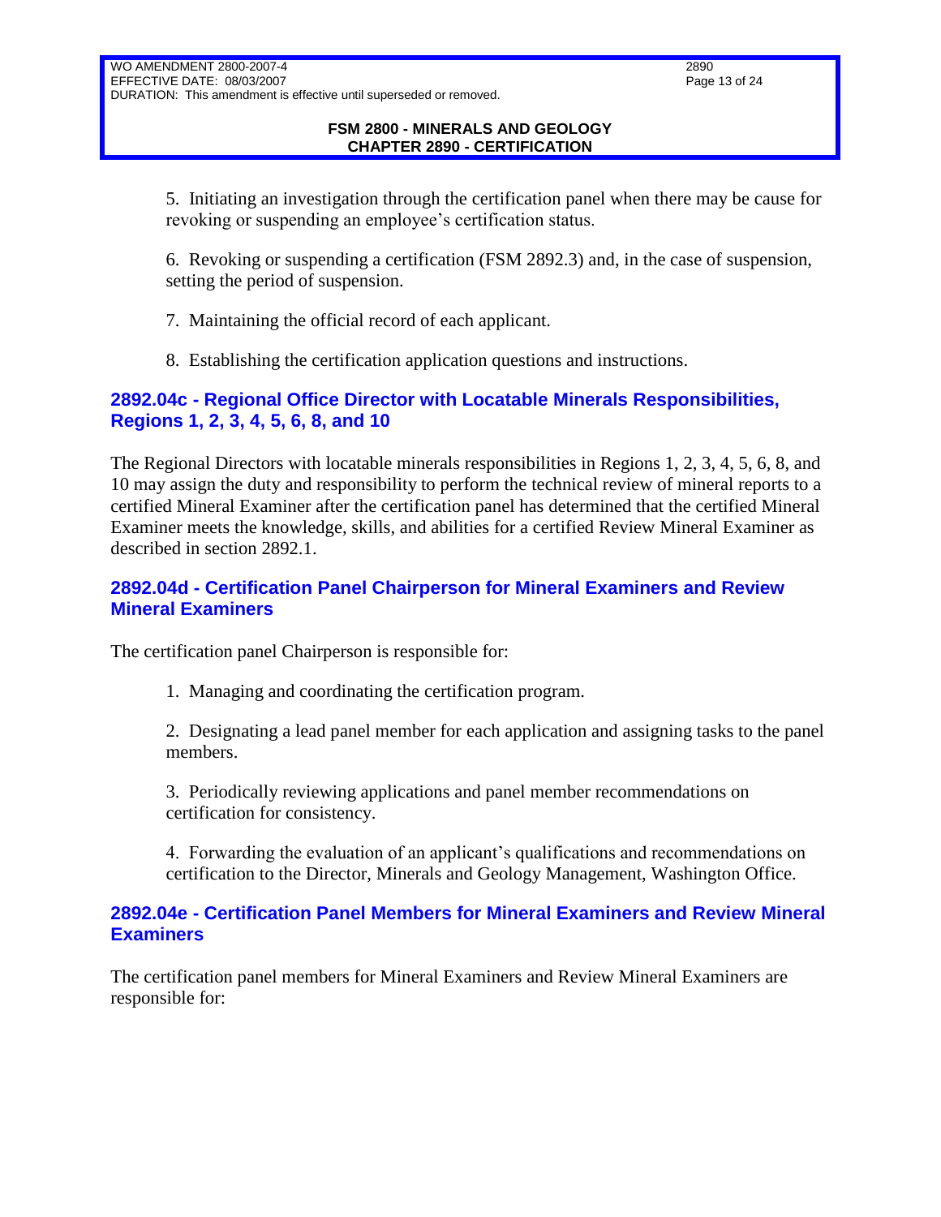5. Initiating an investigation through the certification panel when there may be cause for revoking or suspending an employee's certification status.

6. Revoking or suspending a certification (FSM 2892.3) and, in the case of suspension, setting the period of suspension.

7. Maintaining the official record of each applicant.

8. Establishing the certification application questions and instructions.

### 2892.04c - Regional Office Director with Locatable Minerals Responsibilities, Regions 1, 2, 3, 4, 5, 6, 8, and 10

The Regional Directors with locatable minerals responsibilities in Regions 1, 2, 3, 4, 5, 6, 8, and 10 may assign the duty and responsibility to perform the technical review of mineral reports to a certified Mineral Examiner after the certification panel has determined that the certified Mineral Examiner meets the knowledge, skills, and abilities for a certified Review Mineral Examiner as described in section 2892.1.

### 2892.04d - Certification Panel Chairperson for Mineral Examiners and Review Mineral Examiners

The certification panel Chairperson is responsible for:

1. Managing and coordinating the certification program.

2. Designating a lead panel member for each application and assigning tasks to the panel members.

3. Periodically reviewing applications and panel member recommendations on certification for consistency.

4. Forwarding the evaluation of an applicant's qualifications and recommendations on certification to the Director, Minerals and Geology Management, Washington Office.

### 2892.04e - Certification Panel Members for Mineral Examiners and Review Mineral Examiners

The certification panel members for Mineral Examiners and Review Mineral Examiners are responsible for: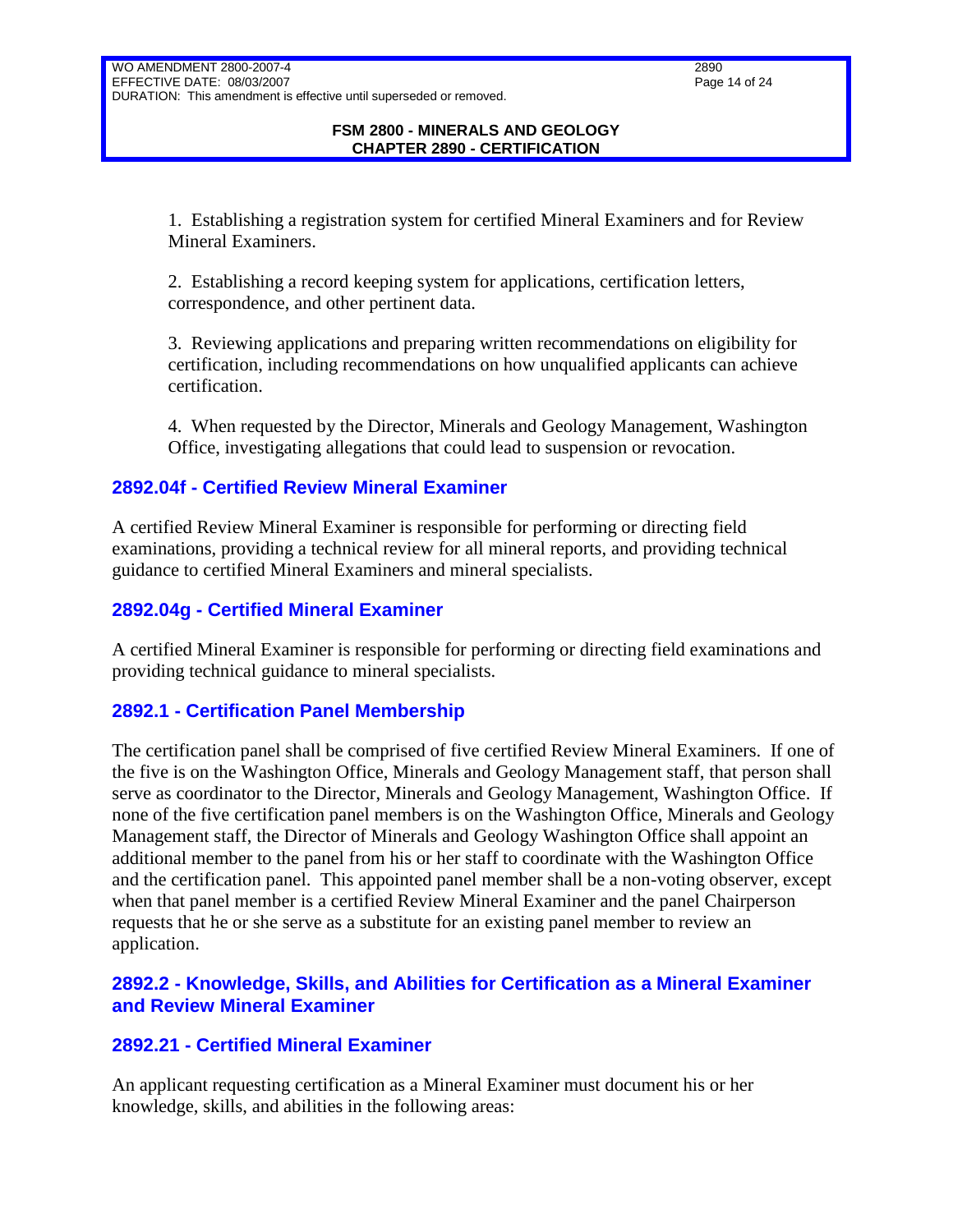1. Establishing a registration system for certified Mineral Examiners and for Review Mineral Examiners.

2. Establishing a record keeping system for applications, certification letters, correspondence, and other pertinent data.

3. Reviewing applications and preparing written recommendations on eligibility for certification, including recommendations on how unqualified applicants can achieve certification.

4. When requested by the Director, Minerals and Geology Management, Washington Office, investigating allegations that could lead to suspension or revocation.

### 2892.04f - Certified Review Mineral Examiner

A certified Review Mineral Examiner is responsible for performing or directing field examinations, providing a technical review for all mineral reports, and providing technical guidance to certified Mineral Examiners and mineral specialists.

### 2892.04g - Certified Mineral Examiner

A certified Mineral Examiner is responsible for performing or directing field examinations and providing technical guidance to mineral specialists.

## 2892.1 - Certification Panel Membership

The certification panel shall be comprised of five certified Review Mineral Examiners. If one of the five is on the Washington Office, Minerals and Geology Management staff, that person shall serve as coordinator to the Director, Minerals and Geology Management, Washington Office. If none of the five certification panel members is on the Washington Office, Minerals and Geology Management staff, the Director of Minerals and Geology Washington Office shall appoint an additional member to the panel from his or her staff to coordinate with the Washington Office and the certification panel. This appointed panel member shall be a non-voting observer, except when that panel member is a certified Review Mineral Examiner and the panel Chairperson requests that he or she serve as a substitute for an existing panel member to review an application.

## 2892.2 - Knowledge, Skills, and Abilities for Certification as a Mineral Examiner and Review Mineral Examiner

### 2892.21 - Certified Mineral Examiner

An applicant requesting certification as a Mineral Examiner must document his or her knowledge, skills, and abilities in the following areas: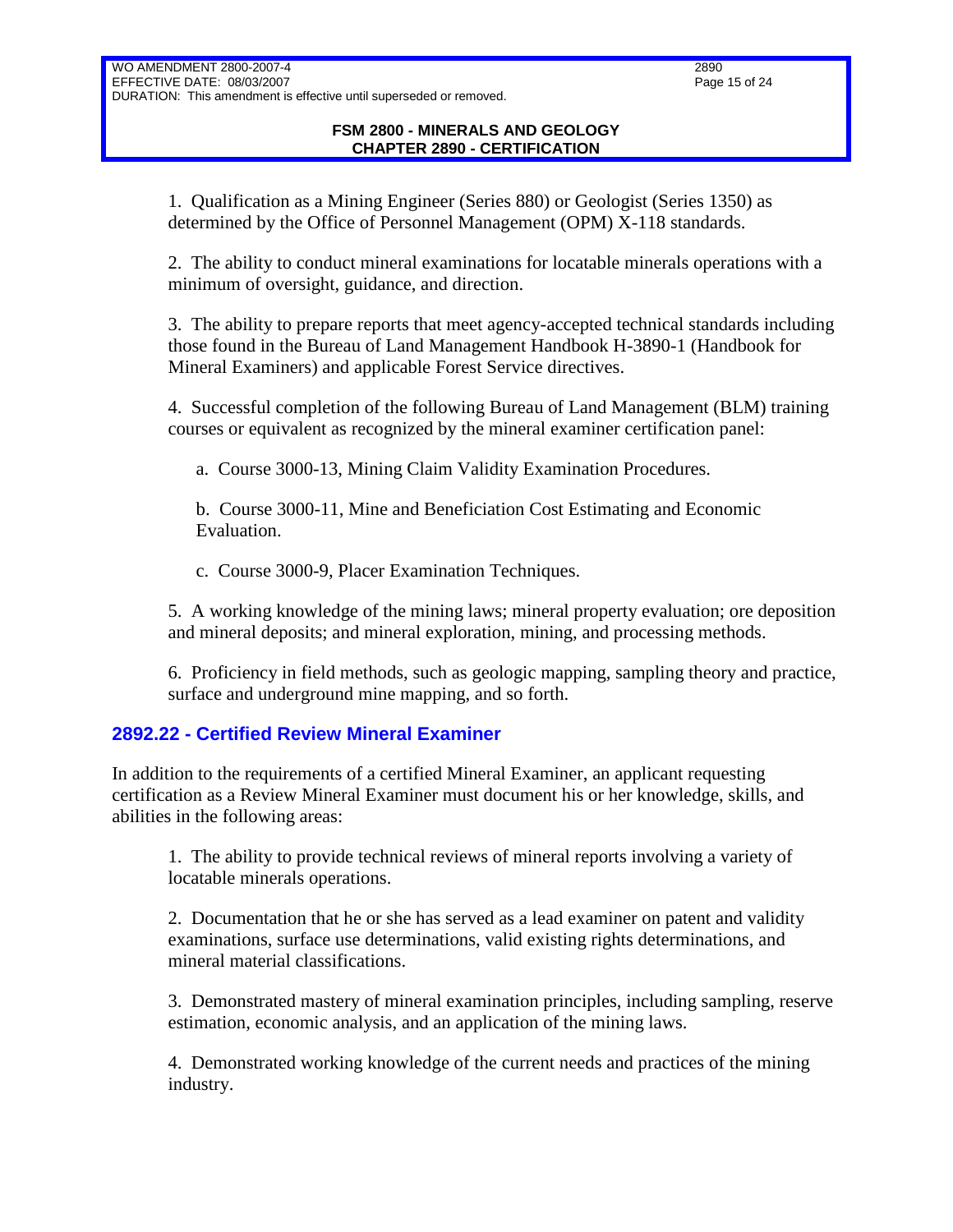1. Qualification as a Mining Engineer (Series 880) or Geologist (Series 1350) as determined by the Office of Personnel Management (OPM) X-118 standards.

2. The ability to conduct mineral examinations for locatable minerals operations with a minimum of oversight, guidance, and direction.

3. The ability to prepare reports that meet agency-accepted technical standards including those found in the Bureau of Land Management Handbook H-3890-1 (Handbook for Mineral Examiners) and applicable Forest Service directives.

4. Successful completion of the following Bureau of Land Management (BLM) training courses or equivalent as recognized by the mineral examiner certification panel:

   a. Course 3000-13, Mining Claim Validity Examination Procedures.

   b. Course 3000-11, Mine and Beneficiation Cost Estimating and Economic Evaluation.

   c. Course 3000-9, Placer Examination Techniques.

5. A working knowledge of the mining laws; mineral property evaluation; ore deposition and mineral deposits; and mineral exploration, mining, and processing methods.

6. Proficiency in field methods, such as geologic mapping, sampling theory and practice, surface and underground mine mapping, and so forth.

## 2892.22 - Certified Review Mineral Examiner

In addition to the requirements of a certified Mineral Examiner, an applicant requesting certification as a Review Mineral Examiner must document his or her knowledge, skills, and abilities in the following areas:

1. The ability to provide technical reviews of mineral reports involving a variety of locatable minerals operations.

2. Documentation that he or she has served as a lead examiner on patent and validity examinations, surface use determinations, valid existing rights determinations, and mineral material classifications.

3. Demonstrated mastery of mineral examination principles, including sampling, reserve estimation, economic analysis, and an application of the mining laws.

4. Demonstrated working knowledge of the current needs and practices of the mining industry.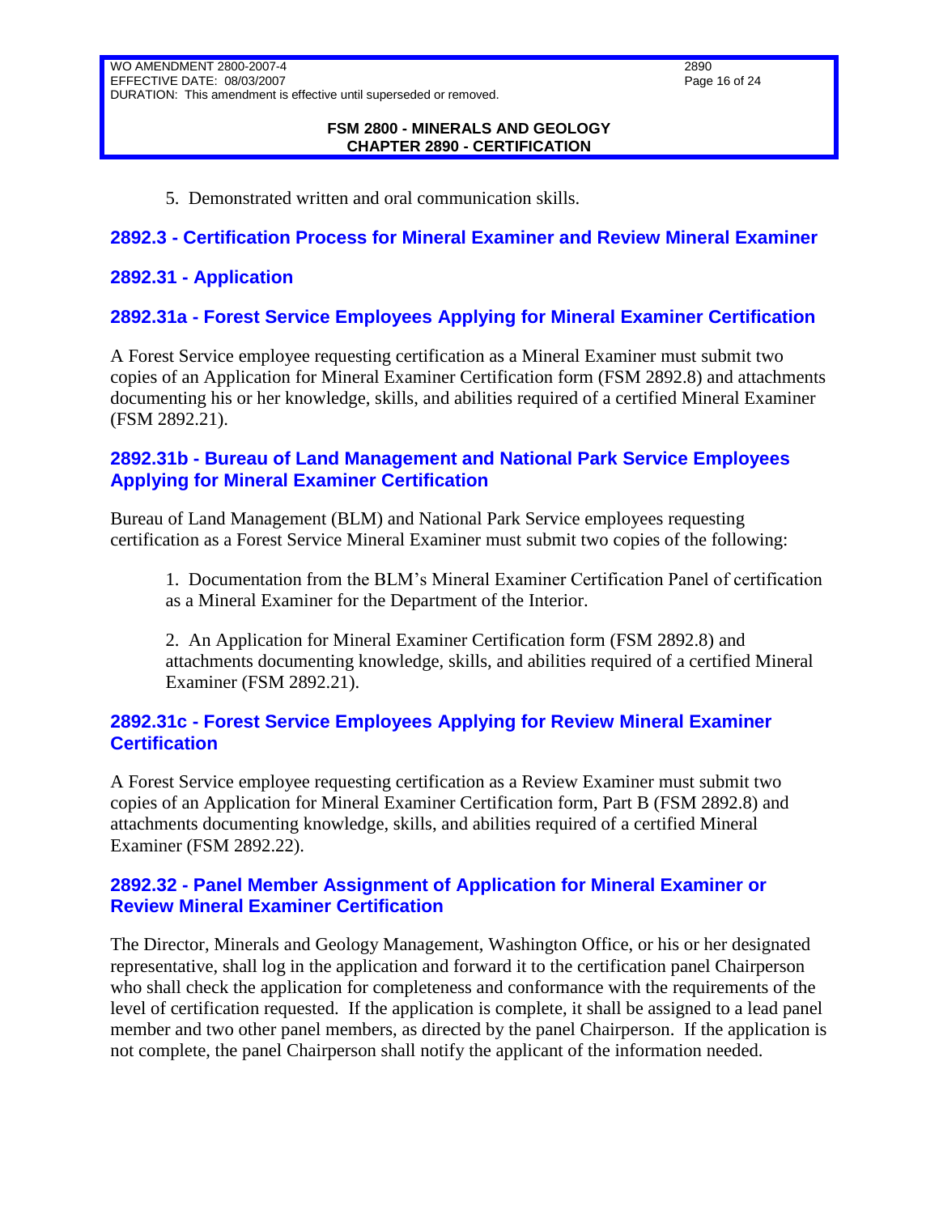5. Demonstrated written and oral communication skills.

## 2892.3 - Certification Process for Mineral Examiner and Review Mineral Examiner

### 2892.31 - Application

#### 2892.31a - Forest Service Employees Applying for Mineral Examiner Certification

A Forest Service employee requesting certification as a Mineral Examiner must submit two copies of an Application for Mineral Examiner Certification form (FSM 2892.8) and attachments documenting his or her knowledge, skills, and abilities required of a certified Mineral Examiner (FSM 2892.21).

#### 2892.31b - Bureau of Land Management and National Park Service Employees Applying for Mineral Examiner Certification

Bureau of Land Management (BLM) and National Park Service employees requesting certification as a Forest Service Mineral Examiner must submit two copies of the following:

1. Documentation from the BLM's Mineral Examiner Certification Panel of certification as a Mineral Examiner for the Department of the Interior.

2. An Application for Mineral Examiner Certification form (FSM 2892.8) and attachments documenting knowledge, skills, and abilities required of a certified Mineral Examiner (FSM 2892.21).

#### 2892.31c - Forest Service Employees Applying for Review Mineral Examiner Certification

A Forest Service employee requesting certification as a Review Examiner must submit two copies of an Application for Mineral Examiner Certification form, Part B (FSM 2892.8) and attachments documenting knowledge, skills, and abilities required of a certified Mineral Examiner (FSM 2892.22).

### 2892.32 - Panel Member Assignment of Application for Mineral Examiner or Review Mineral Examiner Certification

The Director, Minerals and Geology Management, Washington Office, or his or her designated representative, shall log in the application and forward it to the certification panel Chairperson who shall check the application for completeness and conformance with the requirements of the level of certification requested. If the application is complete, it shall be assigned to a lead panel member and two other panel members, as directed by the panel Chairperson. If the application is not complete, the panel Chairperson shall notify the applicant of the information needed.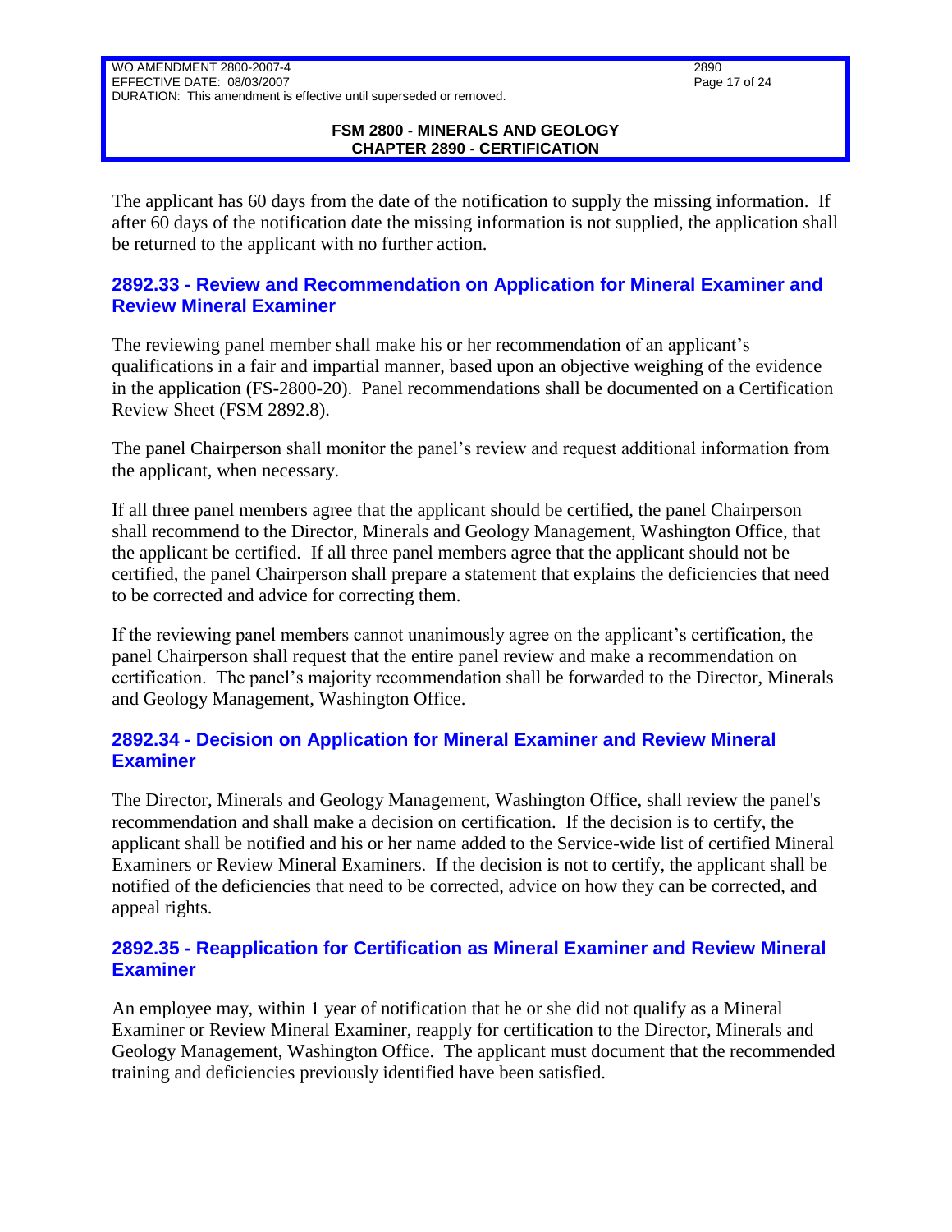The applicant has 60 days from the date of the notification to supply the missing information. If after 60 days of the notification date the missing information is not supplied, the application shall be returned to the applicant with no further action.

### 2892.33 - Review and Recommendation on Application for Mineral Examiner and Review Mineral Examiner

The reviewing panel member shall make his or her recommendation of an applicant's qualifications in a fair and impartial manner, based upon an objective weighing of the evidence in the application (FS-2800-20). Panel recommendations shall be documented on a Certification Review Sheet (FSM 2892.8).

The panel Chairperson shall monitor the panel's review and request additional information from the applicant, when necessary.

If all three panel members agree that the applicant should be certified, the panel Chairperson shall recommend to the Director, Minerals and Geology Management, Washington Office, that the applicant be certified. If all three panel members agree that the applicant should not be certified, the panel Chairperson shall prepare a statement that explains the deficiencies that need to be corrected and advice for correcting them.

If the reviewing panel members cannot unanimously agree on the applicant's certification, the panel Chairperson shall request that the entire panel review and make a recommendation on certification. The panel's majority recommendation shall be forwarded to the Director, Minerals and Geology Management, Washington Office.

### 2892.34 - Decision on Application for Mineral Examiner and Review Mineral Examiner

The Director, Minerals and Geology Management, Washington Office, shall review the panel's recommendation and shall make a decision on certification. If the decision is to certify, the applicant shall be notified and his or her name added to the Service-wide list of certified Mineral Examiners or Review Mineral Examiners. If the decision is not to certify, the applicant shall be notified of the deficiencies that need to be corrected, advice on how they can be corrected, and appeal rights.

### 2892.35 - Reapplication for Certification as Mineral Examiner and Review Mineral Examiner

An employee may, within 1 year of notification that he or she did not qualify as a Mineral Examiner or Review Mineral Examiner, reapply for certification to the Director, Minerals and Geology Management, Washington Office. The applicant must document that the recommended training and deficiencies previously identified have been satisfied.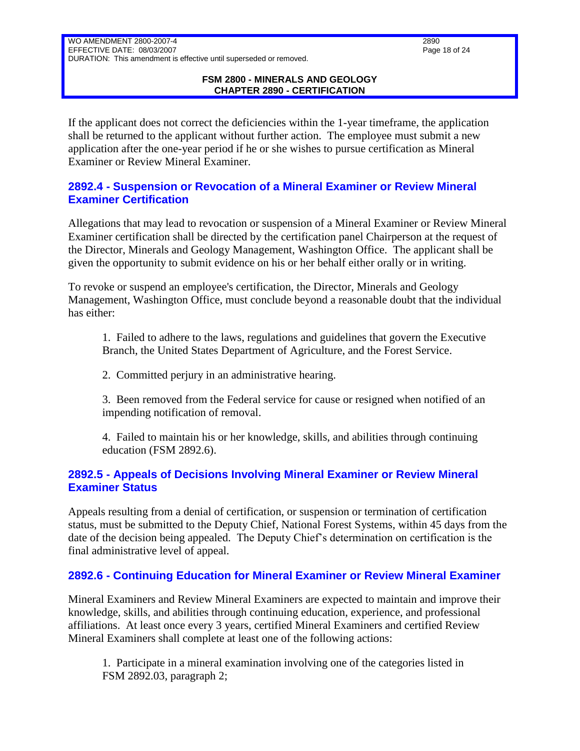If the applicant does not correct the deficiencies within the 1-year timeframe, the application shall be returned to the applicant without further action. The employee must submit a new application after the one-year period if he or she wishes to pursue certification as Mineral Examiner or Review Mineral Examiner.

## 2892.4 - Suspension or Revocation of a Mineral Examiner or Review Mineral Examiner Certification

Allegations that may lead to revocation or suspension of a Mineral Examiner or Review Mineral Examiner certification shall be directed by the certification panel Chairperson at the request of the Director, Minerals and Geology Management, Washington Office. The applicant shall be given the opportunity to submit evidence on his or her behalf either orally or in writing.

To revoke or suspend an employee's certification, the Director, Minerals and Geology Management, Washington Office, must conclude beyond a reasonable doubt that the individual has either:

1. Failed to adhere to the laws, regulations and guidelines that govern the Executive Branch, the United States Department of Agriculture, and the Forest Service.

2. Committed perjury in an administrative hearing.

3. Been removed from the Federal service for cause or resigned when notified of an impending notification of removal.

4. Failed to maintain his or her knowledge, skills, and abilities through continuing education (FSM 2892.6).

## 2892.5 - Appeals of Decisions Involving Mineral Examiner or Review Mineral Examiner Status

Appeals resulting from a denial of certification, or suspension or termination of certification status, must be submitted to the Deputy Chief, National Forest Systems, within 45 days from the date of the decision being appealed. The Deputy Chief's determination on certification is the final administrative level of appeal.

## 2892.6 - Continuing Education for Mineral Examiner or Review Mineral Examiner

Mineral Examiners and Review Mineral Examiners are expected to maintain and improve their knowledge, skills, and abilities through continuing education, experience, and professional affiliations. At least once every 3 years, certified Mineral Examiners and certified Review Mineral Examiners shall complete at least one of the following actions:

1. Participate in a mineral examination involving one of the categories listed in FSM 2892.03, paragraph 2;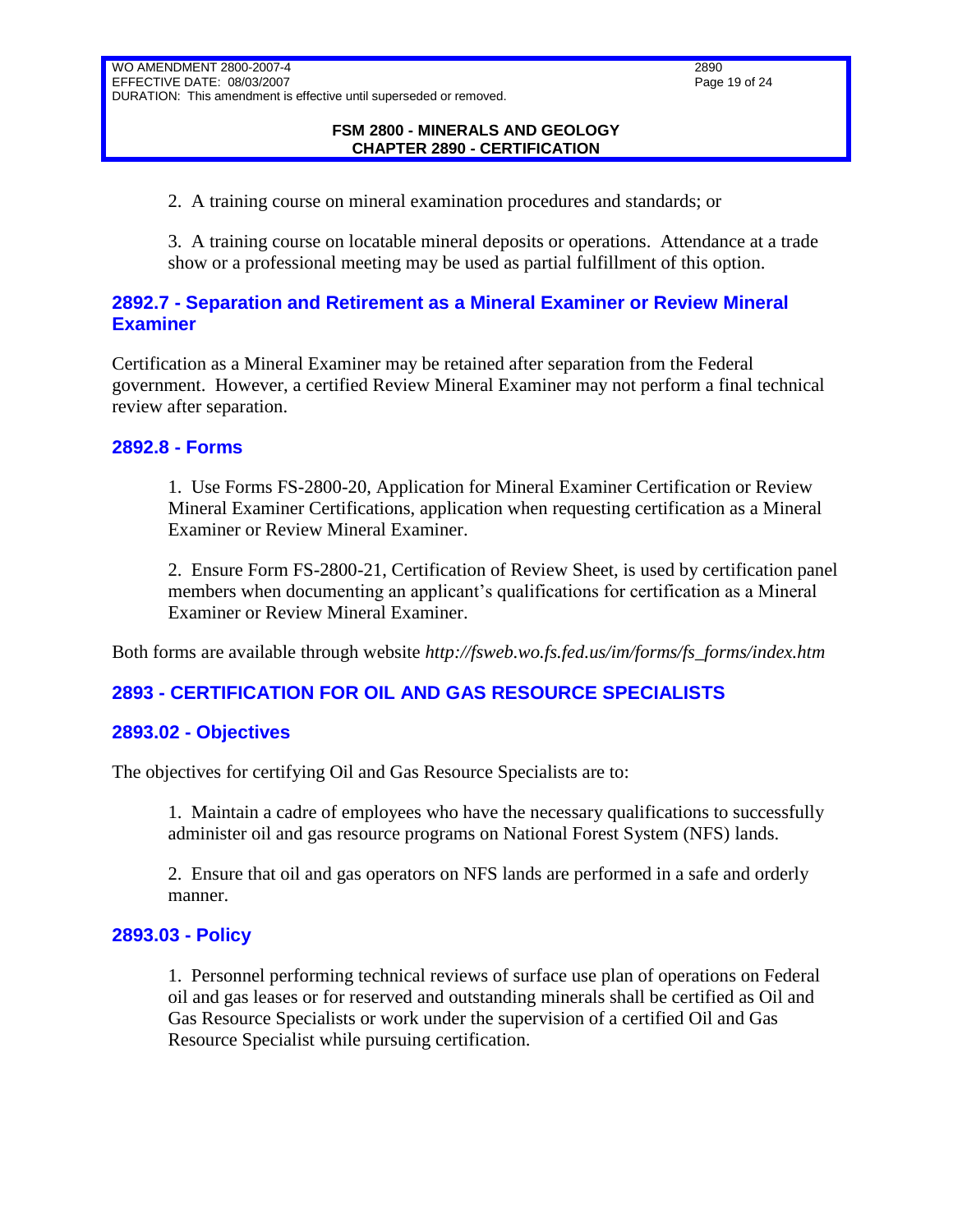2. A training course on mineral examination procedures and standards; or

3. A training course on locatable mineral deposits or operations. Attendance at a trade show or a professional meeting may be used as partial fulfillment of this option.

## 2892.7 - Separation and Retirement as a Mineral Examiner or Review Mineral Examiner

Certification as a Mineral Examiner may be retained after separation from the Federal government. However, a certified Review Mineral Examiner may not perform a final technical review after separation.

## 2892.8 - Forms

1. Use Forms FS-2800-20, Application for Mineral Examiner Certification or Review Mineral Examiner Certifications, application when requesting certification as a Mineral Examiner or Review Mineral Examiner.

2. Ensure Form FS-2800-21, Certification of Review Sheet, is used by certification panel members when documenting an applicant's qualifications for certification as a Mineral Examiner or Review Mineral Examiner.

Both forms are available through website *http://fsweb.wo.fs.fed.us/im/forms/fs_forms/index.htm*

## 2893 - CERTIFICATION FOR OIL AND GAS RESOURCE SPECIALISTS

## 2893.02 - Objectives

The objectives for certifying Oil and Gas Resource Specialists are to:

1. Maintain a cadre of employees who have the necessary qualifications to successfully administer oil and gas resource programs on National Forest System (NFS) lands.

2. Ensure that oil and gas operators on NFS lands are performed in a safe and orderly manner.

## 2893.03 - Policy

1. Personnel performing technical reviews of surface use plan of operations on Federal oil and gas leases or for reserved and outstanding minerals shall be certified as Oil and Gas Resource Specialists or work under the supervision of a certified Oil and Gas Resource Specialist while pursuing certification.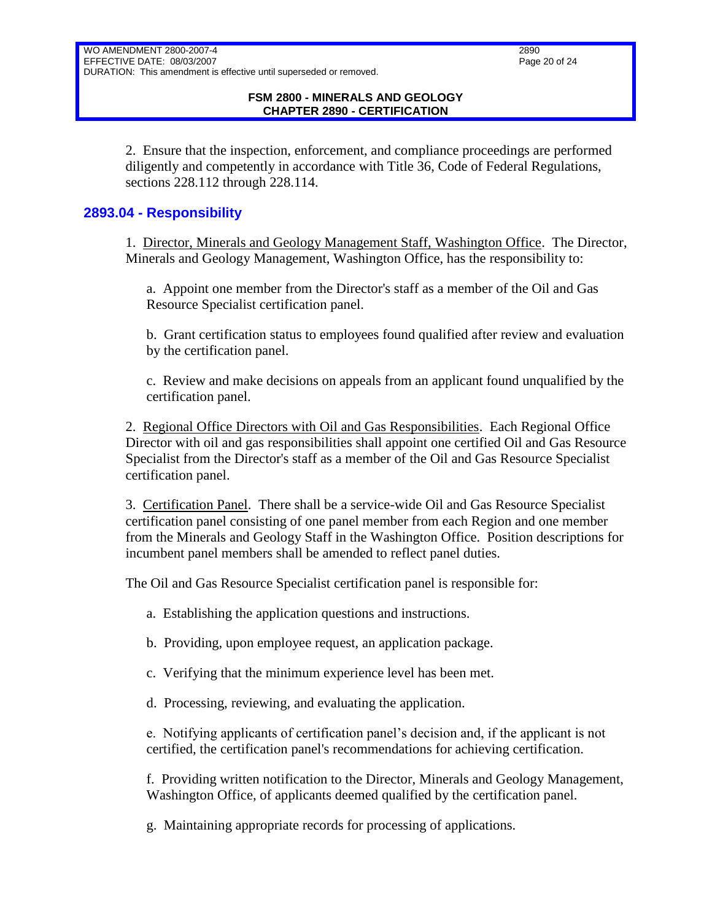2. Ensure that the inspection, enforcement, and compliance proceedings are performed diligently and competently in accordance with Title 36, Code of Federal Regulations, sections 228.112 through 228.114.

## 2893.04 - Responsibility

1. Director, Minerals and Geology Management Staff, Washington Office. The Director, Minerals and Geology Management, Washington Office, has the responsibility to:

   a. Appoint one member from the Director's staff as a member of the Oil and Gas Resource Specialist certification panel.

   b. Grant certification status to employees found qualified after review and evaluation by the certification panel.

   c. Review and make decisions on appeals from an applicant found unqualified by the certification panel.

2. Regional Office Directors with Oil and Gas Responsibilities. Each Regional Office Director with oil and gas responsibilities shall appoint one certified Oil and Gas Resource Specialist from the Director's staff as a member of the Oil and Gas Resource Specialist certification panel.

3. Certification Panel. There shall be a service-wide Oil and Gas Resource Specialist certification panel consisting of one panel member from each Region and one member from the Minerals and Geology Staff in the Washington Office. Position descriptions for incumbent panel members shall be amended to reflect panel duties.

The Oil and Gas Resource Specialist certification panel is responsible for:

   a. Establishing the application questions and instructions.

   b. Providing, upon employee request, an application package.

   c. Verifying that the minimum experience level has been met.

   d. Processing, reviewing, and evaluating the application.

   e. Notifying applicants of certification panel's decision and, if the applicant is not certified, the certification panel's recommendations for achieving certification.

   f. Providing written notification to the Director, Minerals and Geology Management, Washington Office, of applicants deemed qualified by the certification panel.

   g. Maintaining appropriate records for processing of applications.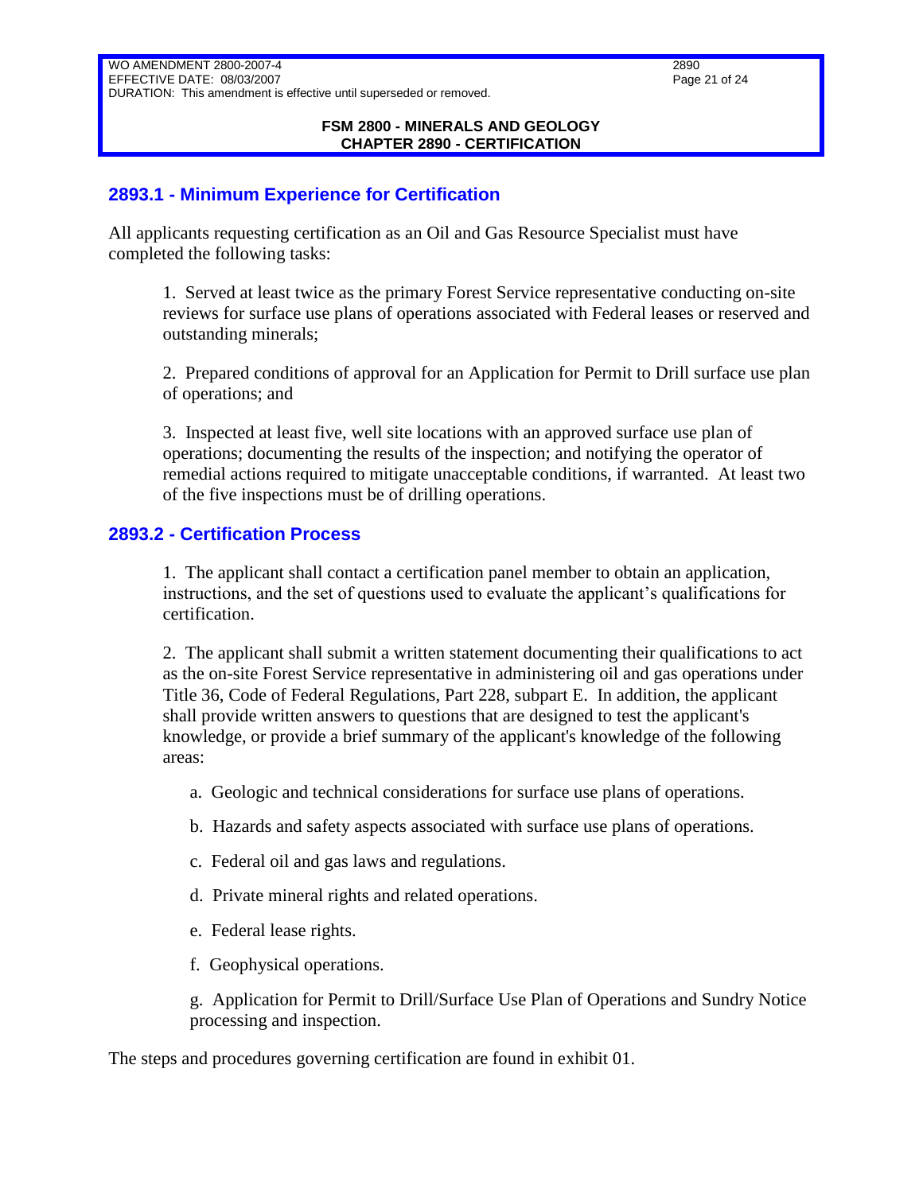## 2893.1 - Minimum Experience for Certification

All applicants requesting certification as an Oil and Gas Resource Specialist must have completed the following tasks:

1. Served at least twice as the primary Forest Service representative conducting on-site reviews for surface use plans of operations associated with Federal leases or reserved and outstanding minerals;

2. Prepared conditions of approval for an Application for Permit to Drill surface use plan of operations; and

3. Inspected at least five, well site locations with an approved surface use plan of operations; documenting the results of the inspection; and notifying the operator of remedial actions required to mitigate unacceptable conditions, if warranted. At least two of the five inspections must be of drilling operations.

## 2893.2 - Certification Process

1. The applicant shall contact a certification panel member to obtain an application, instructions, and the set of questions used to evaluate the applicant's qualifications for certification.

2. The applicant shall submit a written statement documenting their qualifications to act as the on-site Forest Service representative in administering oil and gas operations under Title 36, Code of Federal Regulations, Part 228, subpart E. In addition, the applicant shall provide written answers to questions that are designed to test the applicant's knowledge, or provide a brief summary of the applicant's knowledge of the following areas:

   a. Geologic and technical considerations for surface use plans of operations.

   b. Hazards and safety aspects associated with surface use plans of operations.

   c. Federal oil and gas laws and regulations.

   d. Private mineral rights and related operations.

   e. Federal lease rights.

   f. Geophysical operations.

   g. Application for Permit to Drill/Surface Use Plan of Operations and Sundry Notice processing and inspection.

The steps and procedures governing certification are found in exhibit 01.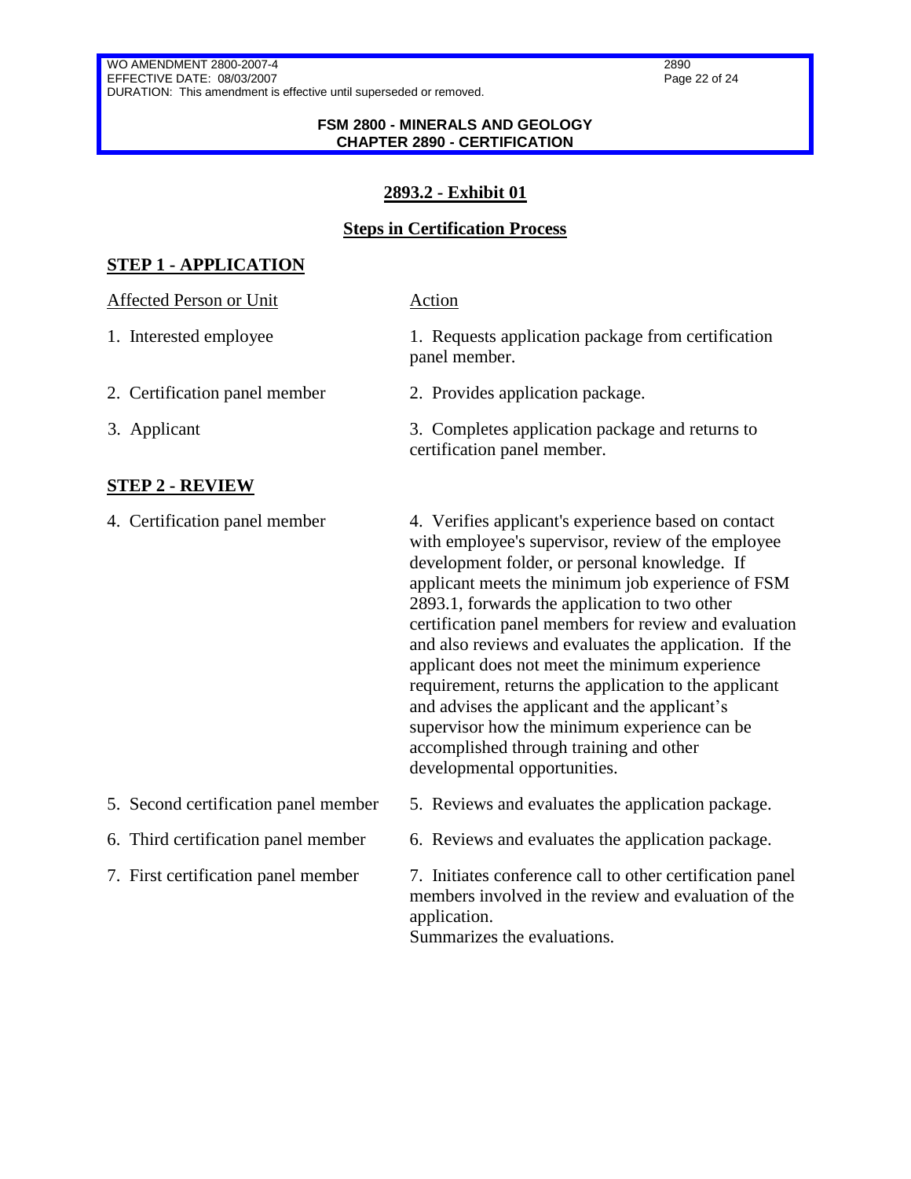## 2893.2 - Exhibit 01

### Steps in Certification Process

**STEP 1 - APPLICATION**

| Affected Person or Unit | Action |
|---|---|
| 1. Interested employee | 1. Requests application package from certification panel member. |
| 2. Certification panel member | 2. Provides application package. |
| 3. Applicant | 3. Completes application package and returns to certification panel member. |

**STEP 2 - REVIEW**

| Affected Person or Unit | Action |
|---|---|
| 4. Certification panel member | 4. Verifies applicant's experience based on contact with employee's supervisor, review of the employee development folder, or personal knowledge. If applicant meets the minimum job experience of FSM 2893.1, forwards the application to two other certification panel members for review and evaluation and also reviews and evaluates the application. If the applicant does not meet the minimum experience requirement, returns the application to the applicant and advises the applicant and the applicant's supervisor how the minimum experience can be accomplished through training and other developmental opportunities. |
| 5. Second certification panel member | 5. Reviews and evaluates the application package. |
| 6. Third certification panel member | 6. Reviews and evaluates the application package. |
| 7. First certification panel member | 7. Initiates conference call to other certification panel members involved in the review and evaluation of the application.<br>Summarizes the evaluations. |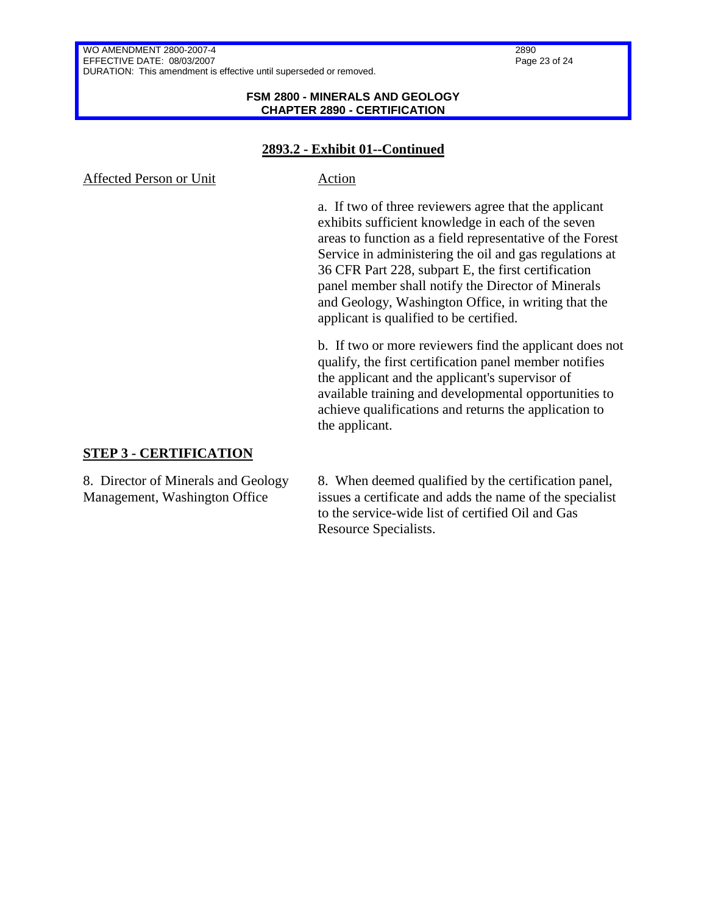## 2893.2 - Exhibit 01--Continued

| Affected Person or Unit | Action |
| --- | --- |
| | a. If two of three reviewers agree that the applicant exhibits sufficient knowledge in each of the seven areas to function as a field representative of the Forest Service in administering the oil and gas regulations at 36 CFR Part 228, subpart E, the first certification panel member shall notify the Director of Minerals and Geology, Washington Office, in writing that the applicant is qualified to be certified. |
| | b. If two or more reviewers find the applicant does not qualify, the first certification panel member notifies the applicant and the applicant's supervisor of available training and developmental opportunities to achieve qualifications and returns the application to the applicant. |
| **STEP 3 - CERTIFICATION** | |
| 8. Director of Minerals and Geology Management, Washington Office | 8. When deemed qualified by the certification panel, issues a certificate and adds the name of the specialist to the service-wide list of certified Oil and Gas Resource Specialists. |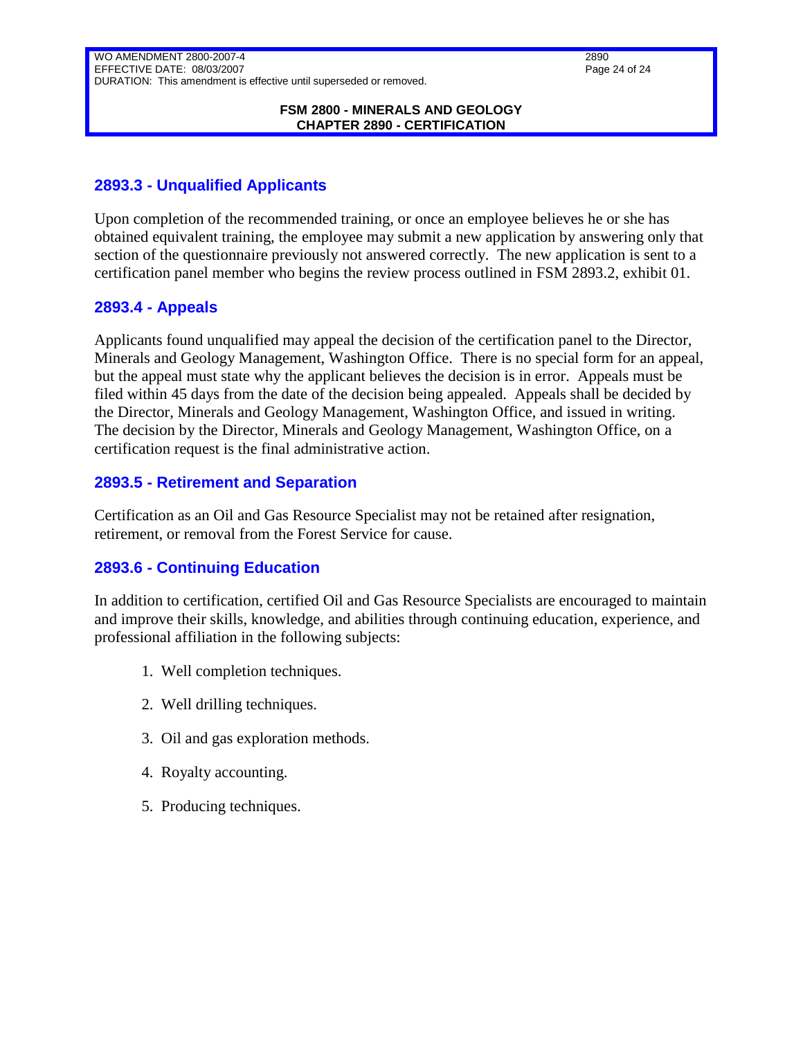## 2893.3 - Unqualified Applicants

Upon completion of the recommended training, or once an employee believes he or she has obtained equivalent training, the employee may submit a new application by answering only that section of the questionnaire previously not answered correctly. The new application is sent to a certification panel member who begins the review process outlined in FSM 2893.2, exhibit 01.

## 2893.4 - Appeals

Applicants found unqualified may appeal the decision of the certification panel to the Director, Minerals and Geology Management, Washington Office. There is no special form for an appeal, but the appeal must state why the applicant believes the decision is in error. Appeals must be filed within 45 days from the date of the decision being appealed. Appeals shall be decided by the Director, Minerals and Geology Management, Washington Office, and issued in writing. The decision by the Director, Minerals and Geology Management, Washington Office, on a certification request is the final administrative action.

## 2893.5 - Retirement and Separation

Certification as an Oil and Gas Resource Specialist may not be retained after resignation, retirement, or removal from the Forest Service for cause.

## 2893.6 - Continuing Education

In addition to certification, certified Oil and Gas Resource Specialists are encouraged to maintain and improve their skills, knowledge, and abilities through continuing education, experience, and professional affiliation in the following subjects:

1. Well completion techniques.
2. Well drilling techniques.
3. Oil and gas exploration methods.
4. Royalty accounting.
5. Producing techniques.